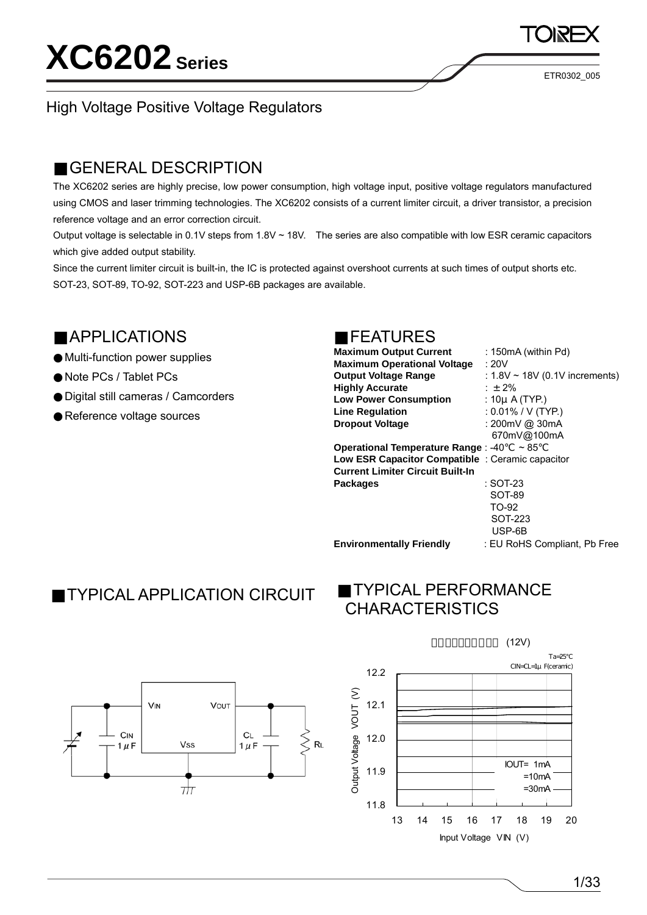# XC6202 Series

ETR0302_005

High Voltage Positive Voltage Regulators

## ■GENERAL DESCRIPTION

The XC6202 series are highly precise, low power consumption, high voltage input, positive voltage regulators manufactured using CMOS and laser trimming technologies. The XC6202 consists of a current limiter circuit, a driver transistor, a precision reference voltage and an error correction circuit.

Output voltage is selectable in 0.1V steps from 1.8V ~ 18V. The series are also compatible with low ESR ceramic capacitors which give added output stability.

Since the current limiter circuit is built-in, the IC is protected against overshoot currents at such times of output shorts etc.

SOT-23, SOT-89, TO-92, SOT-223 and USP-6B packages are available.

## ■APPLICATIONS

- Multi-function power supplies
- Note PCs / Tablet PCs
- Digital still cameras / Camcorders
- Reference voltage sources

## ■FEATURES

**Maximum Output Current** : 150mA (within Pd)
**Maximum Operational Voltage** : 20V
**Output Voltage Range** : 1.8V ~ 18V (0.1V increments)
**Highly Accurate** : ± 2%
**Low Power Consumption** : 10μ A (TYP.)
**Line Regulation** : 0.01% / V (TYP.)
**Dropout Voltage** : 200mV @ 30mA
670mV@100mA
**Operational Temperature Range** : -40℃ ~ 85℃
**Low ESR Capacitor Compatible** : Ceramic capacitor
**Current Limiter Circuit Built-In**
**Packages** : SOT-23
SOT-89
TO-92
SOT-223
USP-6B
**Environmentally Friendly** : EU RoHS Compliant, Pb Free

## ■TYPICAL APPLICATION CIRCUIT

VIN, VOUT, VSS, CIN 1μF, CL 1μF, RL

## ■TYPICAL PERFORMANCE CHARACTERISTICS

(12V)

Ta=25℃
CIN=CL=1μ F(ceramic)

Output Voltage VOUT (V) vs. Input Voltage VIN (V)

IOUT= 1mA
=10mA
=30mA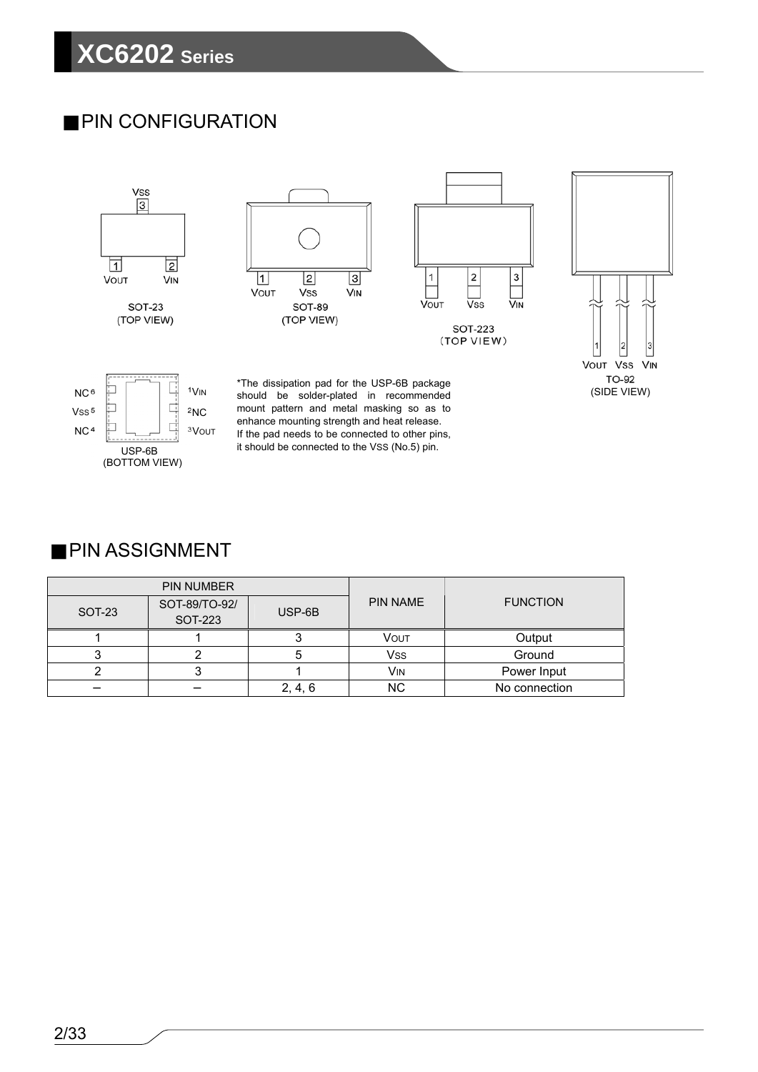## PIN CONFIGURATION

SOT-23 (TOP VIEW): 1 VOUT, 2 VIN, 3 VSS

SOT-89 (TOP VIEW): 1 VOUT, 2 VSS, 3 VIN

SOT-223 (TOP VIEW): 1 VOUT, 2 VSS, 3 VIN

TO-92 (SIDE VIEW): 1 VOUT, 2 VSS, 3 VIN

USP-6B (BOTTOM VIEW): 1 VIN, 2 NC, 3 VOUT, 4 NC, 5 VSS, 6 NC

*The dissipation pad for the USP-6B package should be solder-plated in recommended mount pattern and metal masking so as to enhance mounting strength and heat release. If the pad needs to be connected to other pins, it should be connected to the VSS (No.5) pin.

## PIN ASSIGNMENT

| PIN NUMBER | | | PIN NAME | FUNCTION |
|---|---|---|---|---|
| SOT-23 | SOT-89/TO-92/ SOT-223 | USP-6B | | |
| 1 | 1 | 3 | VOUT | Output |
| 3 | 2 | 5 | VSS | Ground |
| 2 | 3 | 1 | VIN | Power Input |
| – | – | 2, 4, 6 | NC | No connection |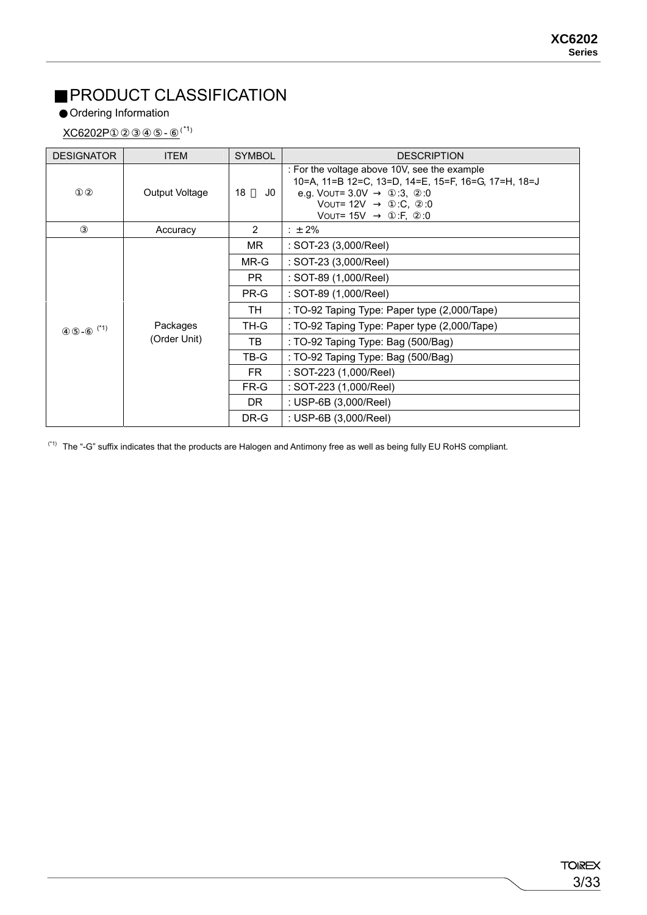## ■PRODUCT CLASSIFICATION

● Ordering Information

XC6202P①②③④⑤-⑥ (*1)

| DESIGNATOR | ITEM | SYMBOL | DESCRIPTION |
|---|---|---|---|
| ①② | Output Voltage | 18 ～ J0 | : For the voltage above 10V, see the example<br>10=A, 11=B 12=C, 13=D, 14=E, 15=F, 16=G, 17=H, 18=J<br>e.g. $V_{OUT}$= 3.0V → ①:3, ②:0<br>$V_{OUT}$= 12V → ①:C, ②:0<br>$V_{OUT}$= 15V → ①:F, ②:0 |
| ③ | Accuracy | 2 | : ±2% |
| ④⑤-⑥ (*1) | Packages (Order Unit) | MR | : SOT-23 (3,000/Reel) |
| | | MR-G | : SOT-23 (3,000/Reel) |
| | | PR | : SOT-89 (1,000/Reel) |
| | | PR-G | : SOT-89 (1,000/Reel) |
| | | TH | : TO-92 Taping Type: Paper type (2,000/Tape) |
| | | TH-G | : TO-92 Taping Type: Paper type (2,000/Tape) |
| | | TB | : TO-92 Taping Type: Bag (500/Bag) |
| | | TB-G | : TO-92 Taping Type: Bag (500/Bag) |
| | | FR | : SOT-223 (1,000/Reel) |
| | | FR-G | : SOT-223 (1,000/Reel) |
| | | DR | : USP-6B (3,000/Reel) |
| | | DR-G | : USP-6B (3,000/Reel) |

(*1) The "-G" suffix indicates that the products are Halogen and Antimony free as well as being fully EU RoHS compliant.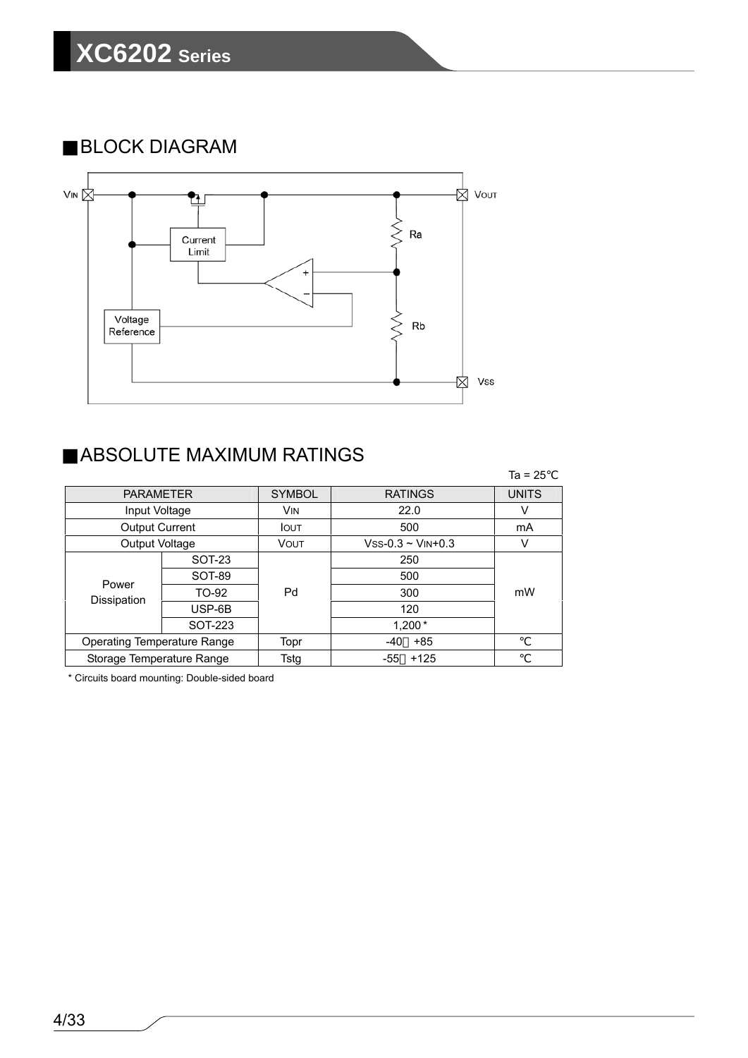## BLOCK DIAGRAM

## ABSOLUTE MAXIMUM RATINGS

Ta = 25℃

| PARAMETER | | SYMBOL | RATINGS | UNITS |
|---|---|---|---|---|
| Input Voltage | | $V_{IN}$ | 22.0 | V |
| Output Current | | $I_{OUT}$ | 500 | mA |
| Output Voltage | | $V_{OUT}$ | $V_{SS}$-0.3 ~ $V_{IN}$+0.3 | V |
| Power Dissipation | SOT-23 | Pd | 250 | mW |
| | SOT-89 | | 500 | |
| | TO-92 | | 300 | |
| | USP-6B | | 120 | |
| | SOT-223 | | 1,200 * | |
| Operating Temperature Range | | Topr | -40～+85 | ℃ |
| Storage Temperature Range | | Tstg | -55～+125 | ℃ |

* Circuits board mounting: Double-sided board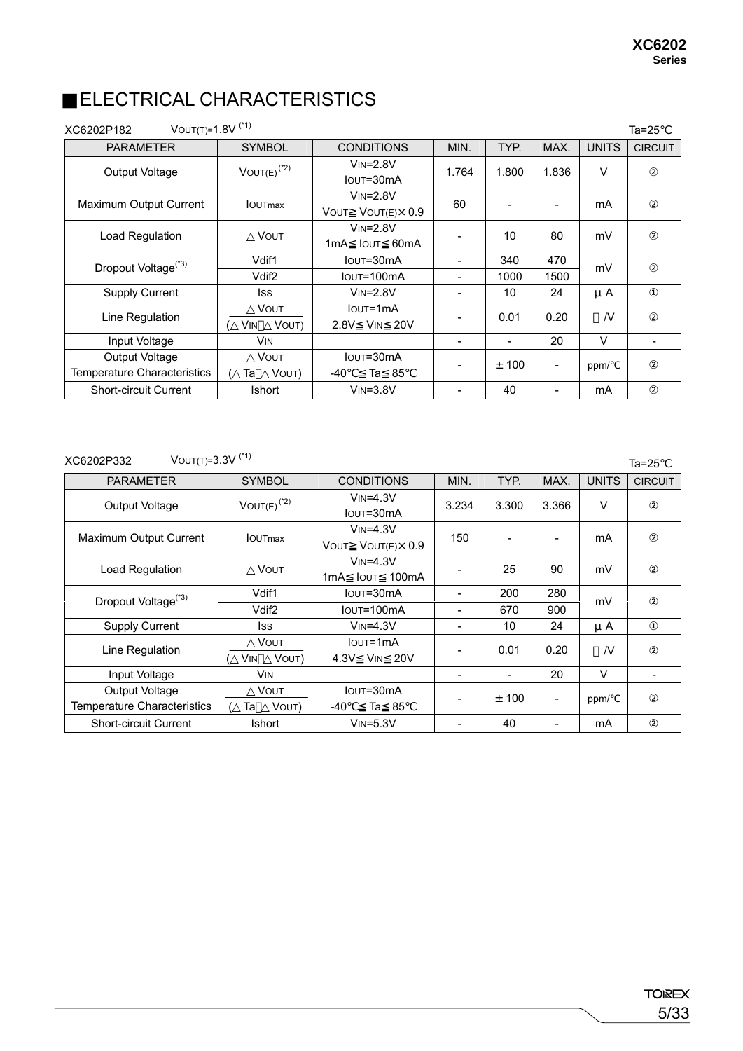## ■ELECTRICAL CHARACTERISTICS

XC6202P182　　$V_{OUT(T)}$=1.8V (*1)　　　Ta=25℃

| PARAMETER | SYMBOL | CONDITIONS | MIN. | TYP. | MAX. | UNITS | CIRCUIT |
|---|---|---|---|---|---|---|---|
| Output Voltage | $V_{OUT(E)}$ (*2) | $V_{IN}$=2.8V<br>$I_{OUT}$=30mA | 1.764 | 1.800 | 1.836 | V | ② |
| Maximum Output Current | $I_{OUTmax}$ | $V_{IN}$=2.8V<br>$V_{OUT} \geqq V_{OUT(E)} \times 0.9$ | 60 | - | - | mA | ② |
| Load Regulation | $\triangle V_{OUT}$ | $V_{IN}$=2.8V<br>1mA≦$I_{OUT}$≦60mA | - | 10 | 80 | mV | ② |
| Dropout Voltage(*3) | Vdif1 | $I_{OUT}$=30mA | - | 340 | 470 | mV | ② |
| | Vdif2 | $I_{OUT}$=100mA | - | 1000 | 1500 | | |
| Supply Current | Iss | $V_{IN}$=2.8V | - | 10 | 24 | μA | ① |
| Line Regulation | $\frac{\triangle V_{OUT}}{(\triangle V_{IN} \cdot V_{OUT})}$ | $I_{OUT}$=1mA<br>2.8V≦$V_{IN}$≦20V | - | 0.01 | 0.20 | ％/V | ② |
| Input Voltage | $V_{IN}$ | | - | - | 20 | V | - |
| Output Voltage Temperature Characteristics | $\frac{\triangle V_{OUT}}{(\triangle Ta \cdot V_{OUT})}$ | $I_{OUT}$=30mA<br>-40℃≦Ta≦85℃ | - | ±100 | - | ppm/℃ | ② |
| Short-circuit Current | Ishort | $V_{IN}$=3.8V | - | 40 | - | mA | ② |

XC6202P332　　$V_{OUT(T)}$=3.3V (*1)　　　Ta=25℃

| PARAMETER | SYMBOL | CONDITIONS | MIN. | TYP. | MAX. | UNITS | CIRCUIT |
|---|---|---|---|---|---|---|---|
| Output Voltage | $V_{OUT(E)}$ (*2) | $V_{IN}$=4.3V<br>$I_{OUT}$=30mA | 3.234 | 3.300 | 3.366 | V | ② |
| Maximum Output Current | $I_{OUTmax}$ | $V_{IN}$=4.3V<br>$V_{OUT} \geqq V_{OUT(E)} \times 0.9$ | 150 | - | - | mA | ② |
| Load Regulation | $\triangle V_{OUT}$ | $V_{IN}$=4.3V<br>1mA≦$I_{OUT}$≦100mA | - | 25 | 90 | mV | ② |
| Dropout Voltage(*3) | Vdif1 | $I_{OUT}$=30mA | - | 200 | 280 | mV | ② |
| | Vdif2 | $I_{OUT}$=100mA | - | 670 | 900 | | |
| Supply Current | Iss | $V_{IN}$=4.3V | - | 10 | 24 | μA | ① |
| Line Regulation | $\frac{\triangle V_{OUT}}{(\triangle V_{IN} \cdot V_{OUT})}$ | $I_{OUT}$=1mA<br>4.3V≦$V_{IN}$≦20V | - | 0.01 | 0.20 | ％/V | ② |
| Input Voltage | $V_{IN}$ | | - | - | 20 | V | - |
| Output Voltage Temperature Characteristics | $\frac{\triangle V_{OUT}}{(\triangle Ta \cdot V_{OUT})}$ | $I_{OUT}$=30mA<br>-40℃≦Ta≦85℃ | - | ±100 | - | ppm/℃ | ② |
| Short-circuit Current | Ishort | $V_{IN}$=5.3V | - | 40 | - | mA | ② |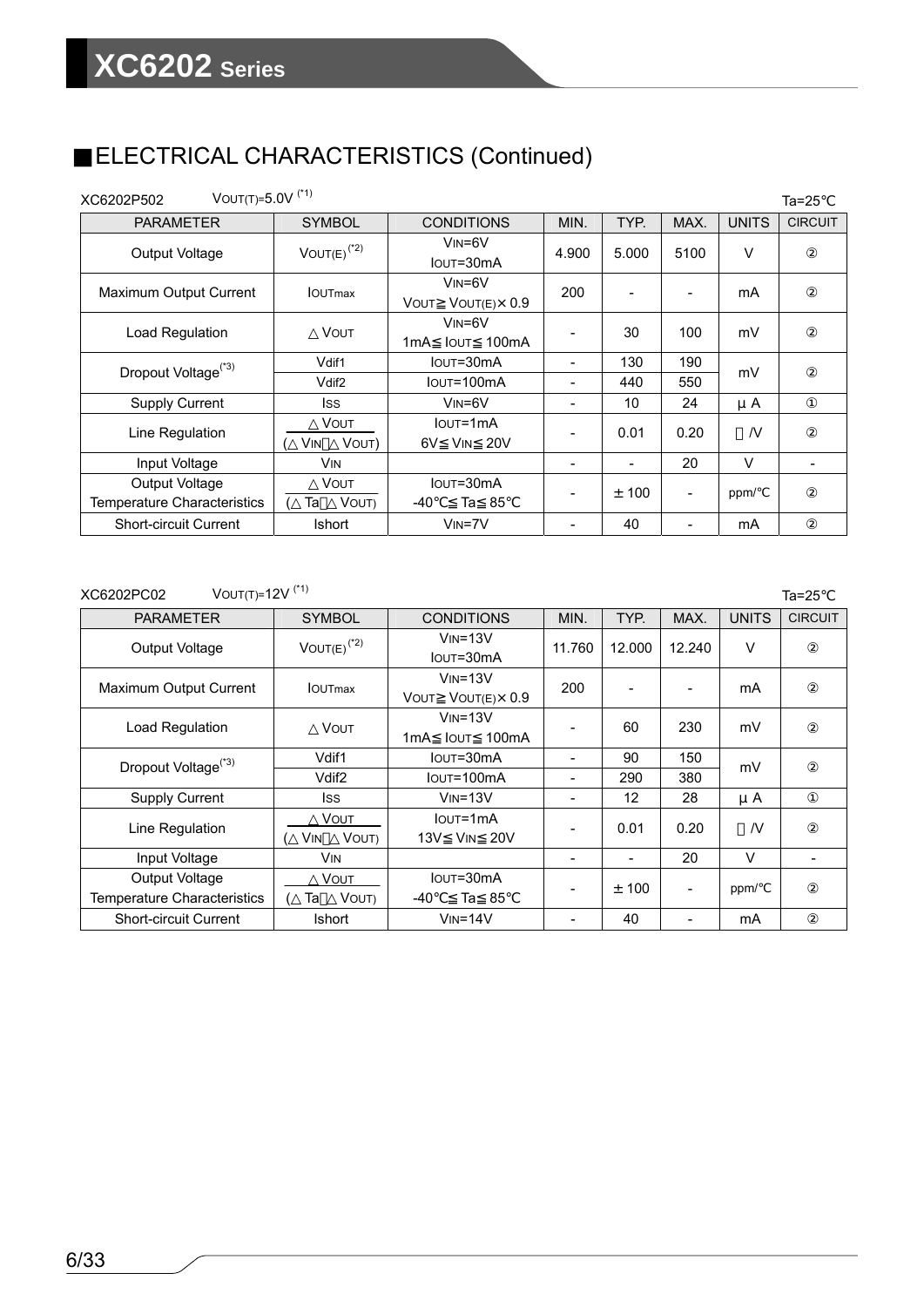## ■ELECTRICAL CHARACTERISTICS (Continued)

XC6202P502 $V_{OUT(T)}$=5.0V (*1) Ta=25℃

| PARAMETER | SYMBOL | CONDITIONS | MIN. | TYP. | MAX. | UNITS | CIRCUIT |
|---|---|---|---|---|---|---|---|
| Output Voltage | $V_{OUT(E)}$ (*2) | $V_{IN}$=6V, $I_{OUT}$=30mA | 4.900 | 5.000 | 5100 | V | ② |
| Maximum Output Current | $I_{OUTmax}$ | $V_{IN}$=6V, $V_{OUT}$≧$V_{OUT(E)}$×0.9 | 200 | - | - | mA | ② |
| Load Regulation | △$V_{OUT}$ | $V_{IN}$=6V, 1mA≦$I_{OUT}$≦100mA | - | 30 | 100 | mV | ② |
| Dropout Voltage(*3) | Vdif1 | $I_{OUT}$=30mA | - | 130 | 190 | mV | ② |
| | Vdif2 | $I_{OUT}$=100mA | - | 440 | 550 | | |
| Supply Current | Iss | $V_{IN}$=6V | - | 10 | 24 | μA | ① |
| Line Regulation | △$V_{OUT}$ / (△$V_{IN}$・$V_{OUT}$) | $I_{OUT}$=1mA, 6V≦$V_{IN}$≦20V | - | 0.01 | 0.20 | %/V | ② |
| Input Voltage | $V_{IN}$ | | - | - | 20 | V | - |
| Output Voltage Temperature Characteristics | △$V_{OUT}$ / (△Ta・$V_{OUT}$) | $I_{OUT}$=30mA, -40℃≦Ta≦85℃ | - | ±100 | - | ppm/℃ | ② |
| Short-circuit Current | Ishort | $V_{IN}$=7V | - | 40 | - | mA | ② |

XC6202PC02 $V_{OUT(T)}$=12V (*1) Ta=25℃

| PARAMETER | SYMBOL | CONDITIONS | MIN. | TYP. | MAX. | UNITS | CIRCUIT |
|---|---|---|---|---|---|---|---|
| Output Voltage | $V_{OUT(E)}$ (*2) | $V_{IN}$=13V, $I_{OUT}$=30mA | 11.760 | 12.000 | 12.240 | V | ② |
| Maximum Output Current | $I_{OUTmax}$ | $V_{IN}$=13V, $V_{OUT}$≧$V_{OUT(E)}$×0.9 | 200 | - | - | mA | ② |
| Load Regulation | △$V_{OUT}$ | $V_{IN}$=13V, 1mA≦$I_{OUT}$≦100mA | - | 60 | 230 | mV | ② |
| Dropout Voltage(*3) | Vdif1 | $I_{OUT}$=30mA | - | 90 | 150 | mV | ② |
| | Vdif2 | $I_{OUT}$=100mA | - | 290 | 380 | | |
| Supply Current | Iss | $V_{IN}$=13V | - | 12 | 28 | μA | ① |
| Line Regulation | △$V_{OUT}$ / (△$V_{IN}$・$V_{OUT}$) | $I_{OUT}$=1mA, 13V≦$V_{IN}$≦20V | - | 0.01 | 0.20 | %/V | ② |
| Input Voltage | $V_{IN}$ | | - | - | 20 | V | - |
| Output Voltage Temperature Characteristics | △$V_{OUT}$ / (△Ta・$V_{OUT}$) | $I_{OUT}$=30mA, -40℃≦Ta≦85℃ | - | ±100 | - | ppm/℃ | ② |
| Short-circuit Current | Ishort | $V_{IN}$=14V | - | 40 | - | mA | ② |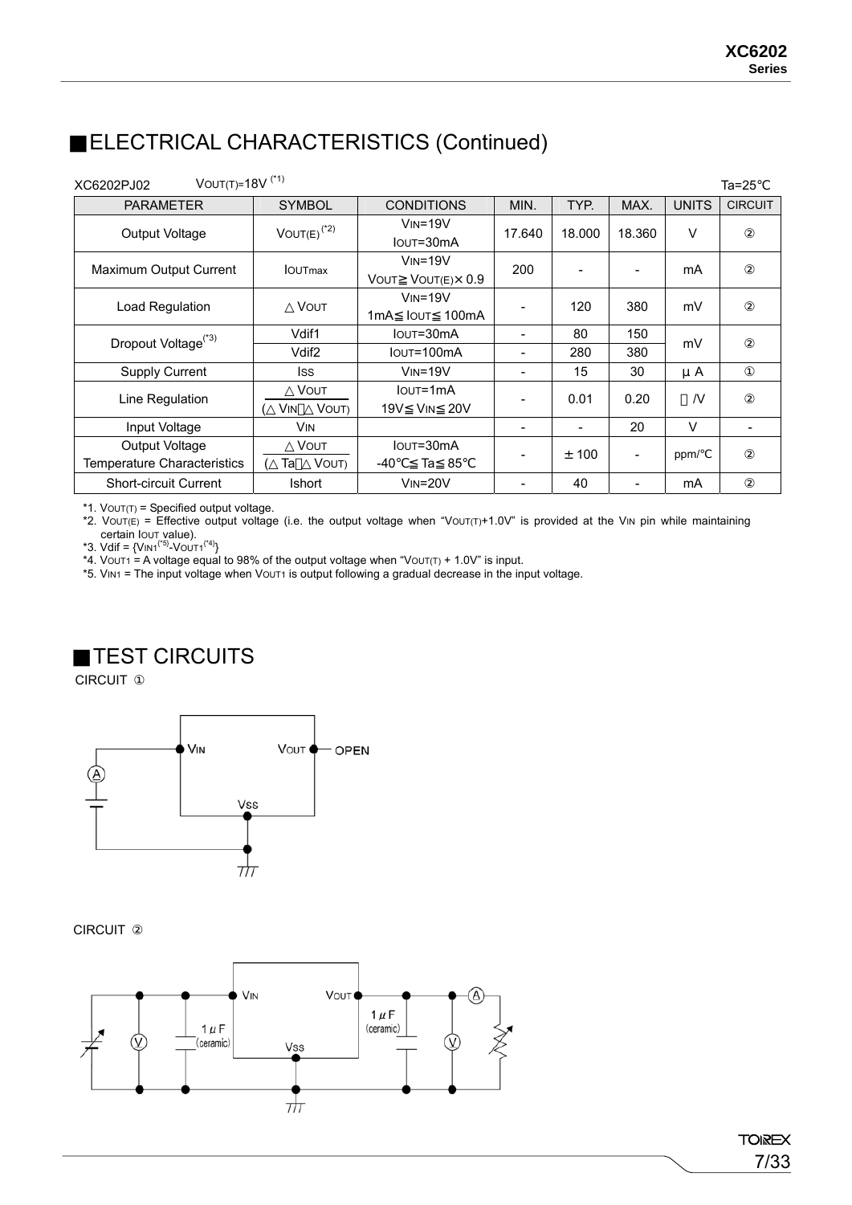## ■ELECTRICAL CHARACTERISTICS (Continued)

XC6202PJ02 $V_{OUT(T)}$=18V [*1] Ta=25℃

| PARAMETER | SYMBOL | CONDITIONS | MIN. | TYP. | MAX. | UNITS | CIRCUIT |
|---|---|---|---|---|---|---|---|
| Output Voltage | $V_{OUT(E)}$ [*2] | $V_{IN}$=19V $I_{OUT}$=30mA | 17.640 | 18.000 | 18.360 | V | ② |
| Maximum Output Current | $I_{OUTmax}$ | $V_{IN}$=19V $V_{OUT}$≧$V_{OUT(E)}$×0.9 | 200 | - | - | mA | ② |
| Load Regulation | △$V_{OUT}$ | $V_{IN}$=19V 1mA≦$I_{OUT}$≦100mA | - | 120 | 380 | mV | ② |
| Dropout Voltage [*3] | Vdif1 | $I_{OUT}$=30mA | - | 80 | 150 | mV | ② |
| | Vdif2 | $I_{OUT}$=100mA | - | 280 | 380 | | |
| Supply Current | $I_{SS}$ | $V_{IN}$=19V | - | 15 | 30 | μA | ① |
| Line Regulation | △$V_{OUT}$ / (△$V_{IN}$・$V_{OUT}$) | $I_{OUT}$=1mA 19V≦$V_{IN}$≦20V | - | 0.01 | 0.20 | %/V | ② |
| Input Voltage | $V_{IN}$ | | - | - | 20 | V | - |
| Output Voltage Temperature Characteristics | △$V_{OUT}$ / (△Ta・$V_{OUT}$) | $I_{OUT}$=30mA -40℃≦Ta≦85℃ | - | ±100 | - | ppm/℃ | ② |
| Short-circuit Current | Ishort | $V_{IN}$=20V | - | 40 | - | mA | ② |

*1. $V_{OUT(T)}$ = Specified output voltage.
*2. $V_{OUT(E)}$ = Effective output voltage (i.e. the output voltage when "$V_{OUT(T)}$+1.0V" is provided at the $V_{IN}$ pin while maintaining certain $I_{OUT}$ value).
*3. Vdif = {$V_{IN1}$[*5]-$V_{OUT1}$[*4]}
*4. $V_{OUT1}$ = A voltage equal to 98% of the output voltage when "$V_{OUT(T)}$ + 1.0V" is input.
*5. $V_{IN1}$ = The input voltage when $V_{OUT1}$ is output following a gradual decrease in the input voltage.

## ■TEST CIRCUITS

CIRCUIT ①

VIN VOUT OPEN Vss

CIRCUIT ②

VIN VOUT Vss 1μF (ceramic) 1μF (ceramic)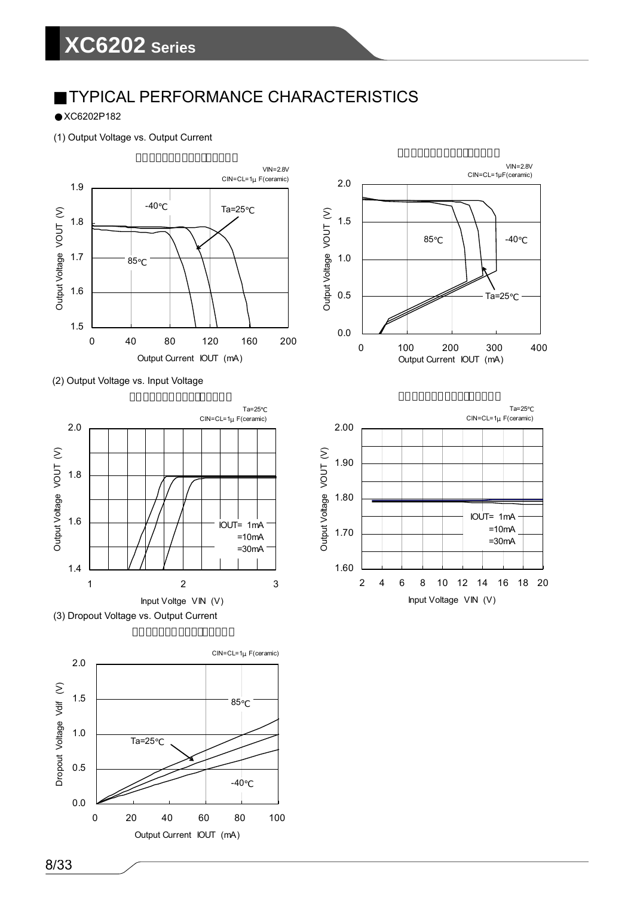## ■TYPICAL PERFORMANCE CHARACTERISTICS

● XC6202P182

(1) Output Voltage vs. Output Current

VIN=2.8V
CIN=CL=1μ F(ceramic)

Output Voltage VOUT (V) vs. Output Current IOUT (mA): -40℃, Ta=25℃, 85℃

VIN=2.8V
CIN=CL=1μF(ceramic)

Output Voltage VOUT (V) vs. Output Current IOUT (mA): 85℃, -40℃, Ta=25℃

(2) Output Voltage vs. Input Voltage

Ta=25℃
CIN=CL=1μ F(ceramic)

Output Voltage VOUT (V) vs. Input Voltge VIN (V): IOUT= 1mA, =10mA, =30mA

Ta=25℃
CIN=CL=1μ F(ceramic)

Output Voltage VOUT (V) vs. Input Voltage VIN (V): IOUT= 1mA, =10mA, =30mA

(3) Dropout Voltage vs. Output Current

CIN=CL=1μ F(ceramic)

Dropout Voltage Vdif (V) vs. Output Current IOUT (mA): 85℃, Ta=25℃, -40℃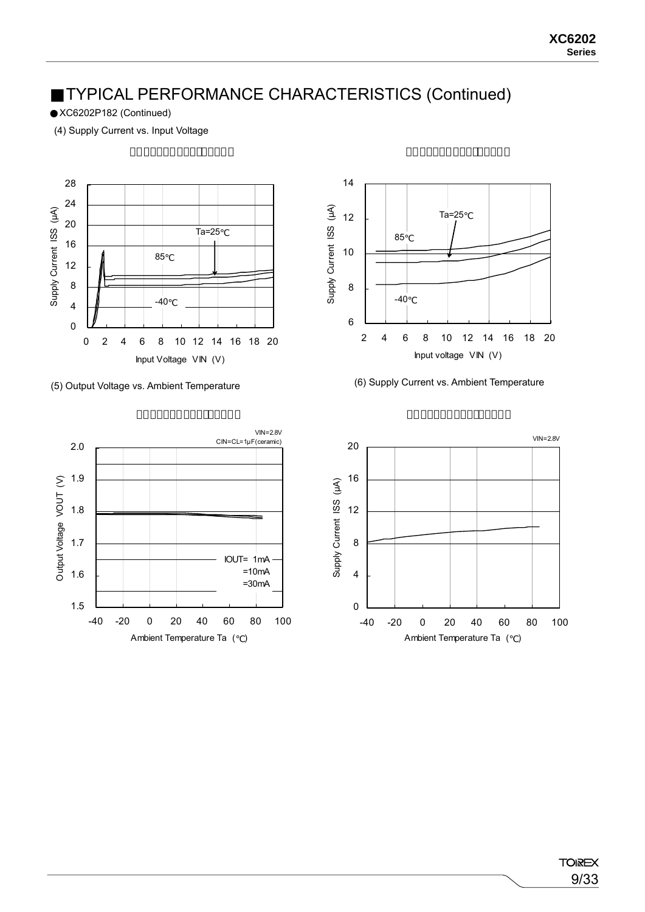## ■TYPICAL PERFORMANCE CHARACTERISTICS (Continued)

● XC6202P182 (Continued)

(4) Supply Current vs. Input Voltage

(5) Output Voltage vs. Ambient Temperature

(6) Supply Current vs. Ambient Temperature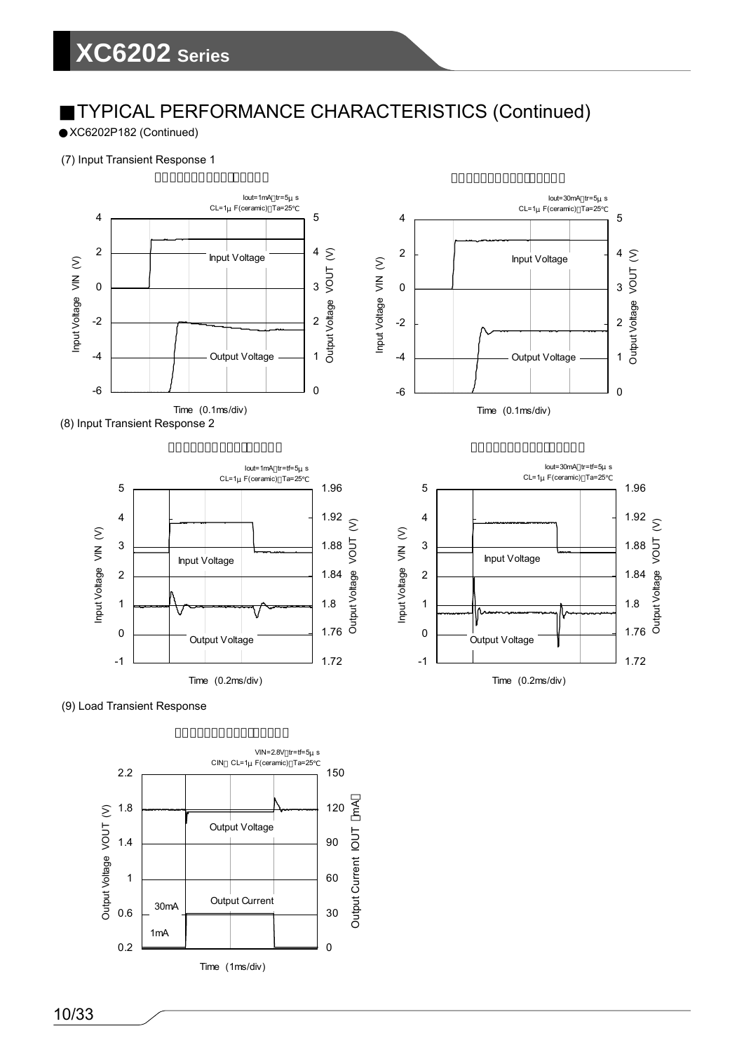## ■TYPICAL PERFORMANCE CHARACTERISTICS (Continued)

● XC6202P182 (Continued)

(7) Input Transient Response 1

Iout=1mA，tr=5μ s
CL=1μ F(ceramic)，Ta=25℃

Input Voltage

Output Voltage

Input Voltage VIN (V)

Output Voltage VOUT (V)

Time (0.1ms/div)

Iout=30mA，tr=5μ s
CL=1μ F(ceramic)，Ta=25℃

Input Voltage

Output Voltage

Input Voltage VIN (V)

Output Voltage VOUT (V)

Time (0.1ms/div)

(8) Input Transient Response 2

Iout=1mA，tr=tf=5μ s
CL=1μ F(ceramic)，Ta=25℃

Input Voltage

Output Voltage

Input Voltage VIN (V)

Output Voltage VOUT (V)

Time (0.2ms/div)

Iout=30mA，tr=tf=5μ s
CL=1μ F(ceramic)，Ta=25℃

Input Voltage

Output Voltage

Input Voltage VIN (V)

Output Voltage VOUT (V)

Time (0.2ms/div)

(9) Load Transient Response

VIN=2.8V，tr=tf=5μ s
CIN＝CL=1μ F(ceramic)，Ta=25℃

Output Voltage

Output Current

30mA

1mA

Output Voltage VOUT (V)

Output Current IOUT (mA)

Time (1ms/div)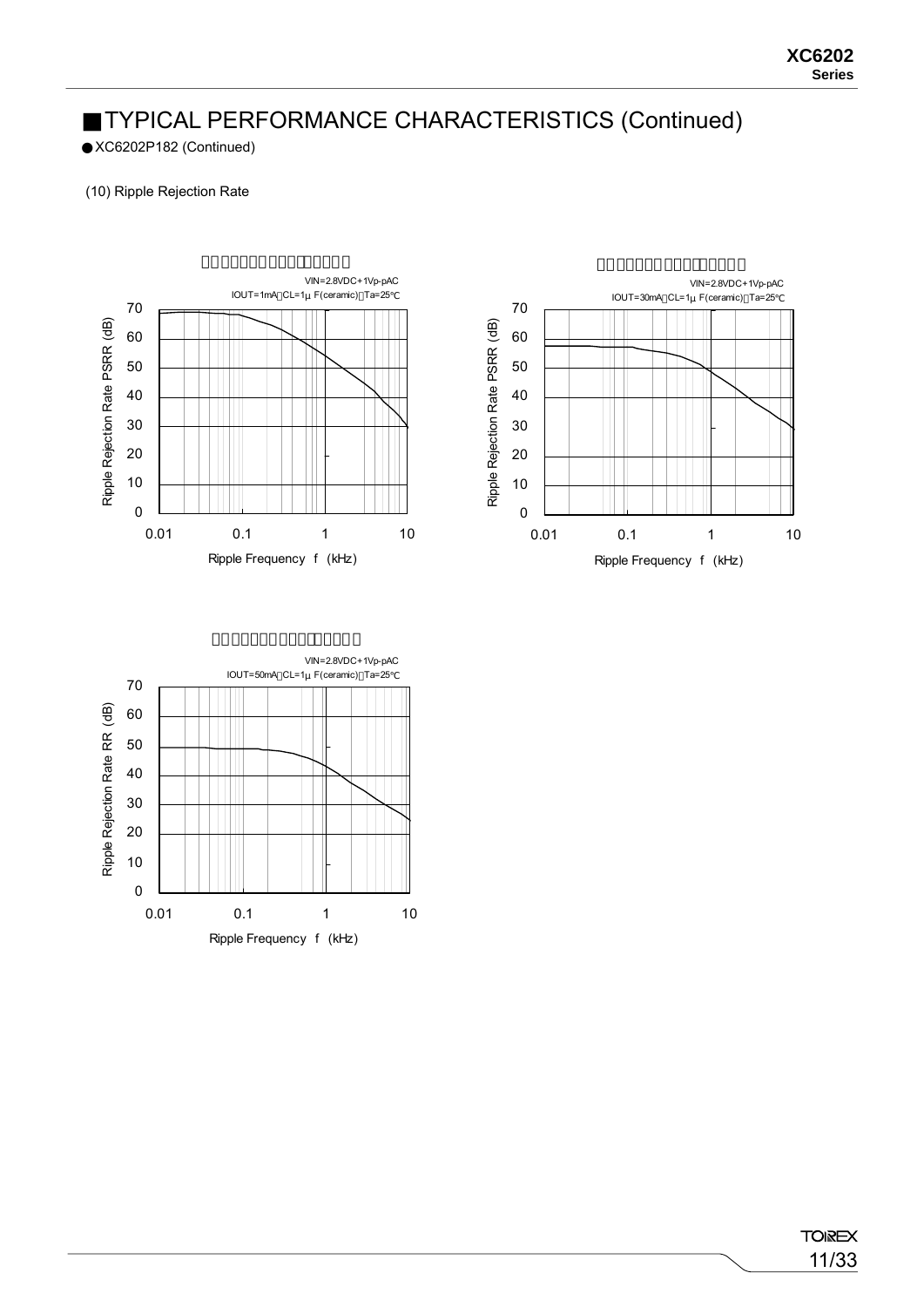## ■TYPICAL PERFORMANCE CHARACTERISTICS (Continued)

● XC6202P182 (Continued)

(10) Ripple Rejection Rate

VIN=2.8VDC+1Vp-pAC
IOUT=1mA, CL=1μF(ceramic), Ta=25℃

Ripple Rejection Rate PSRR (dB)

Ripple Frequency f (kHz)

VIN=2.8VDC+1Vp-pAC
IOUT=30mA, CL=1μF(ceramic), Ta=25℃

Ripple Rejection Rate PSRR (dB)

Ripple Frequency f (kHz)

VIN=2.8VDC+1Vp-pAC
IOUT=50mA, CL=1μF(ceramic), Ta=25℃

Ripple Rejection Rate RR (dB)

Ripple Frequency f (kHz)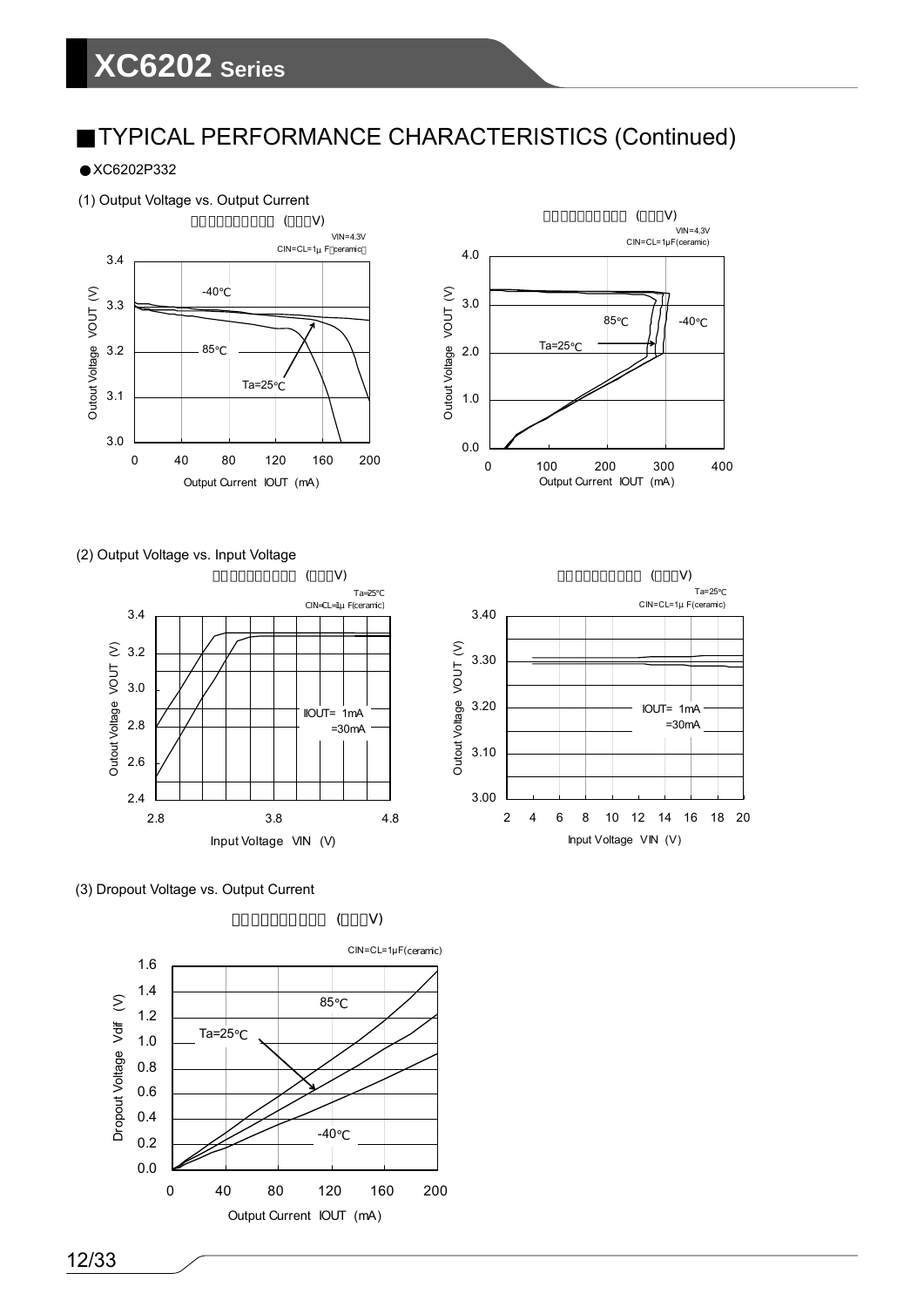## ■TYPICAL PERFORMANCE CHARACTERISTICS (Continued)

● XC6202P332

(1) Output Voltage vs. Output Current

VIN=4.3V
CIN=CL=1μ F(ceramic)

VIN=4.3V
CIN=CL=1μF(ceramic)

(2) Output Voltage vs. Input Voltage

Ta=25℃
CIN=CL=1μ F(ceramic)

Ta=25℃
CIN=CL=1μ F(ceramic)

(3) Dropout Voltage vs. Output Current

CIN=CL=1μF(ceramic)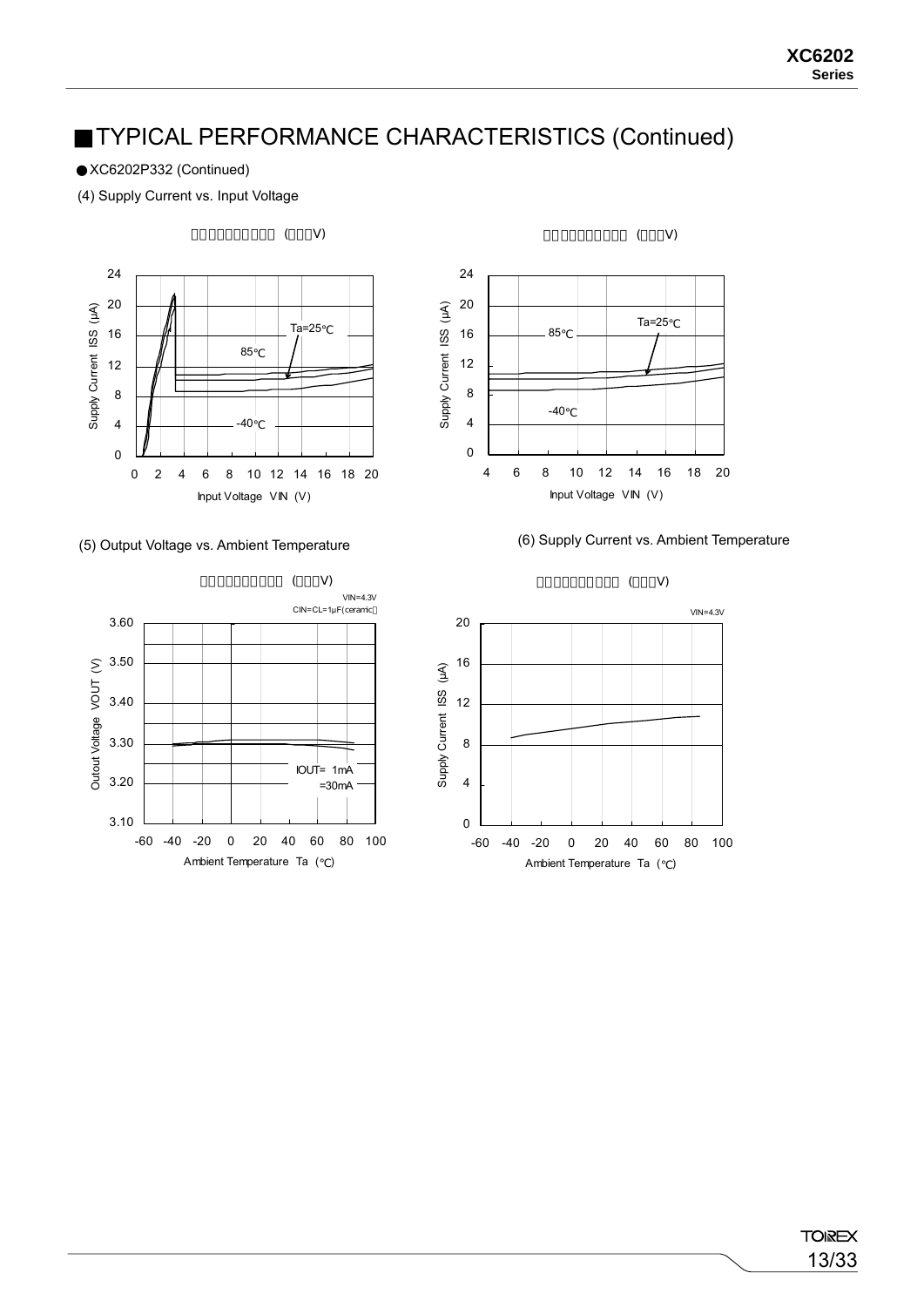## ■TYPICAL PERFORMANCE CHARACTERISTICS (Continued)

● XC6202P332 (Continued)

(4) Supply Current vs. Input Voltage

(5) Output Voltage vs. Ambient Temperature

(6) Supply Current vs. Ambient Temperature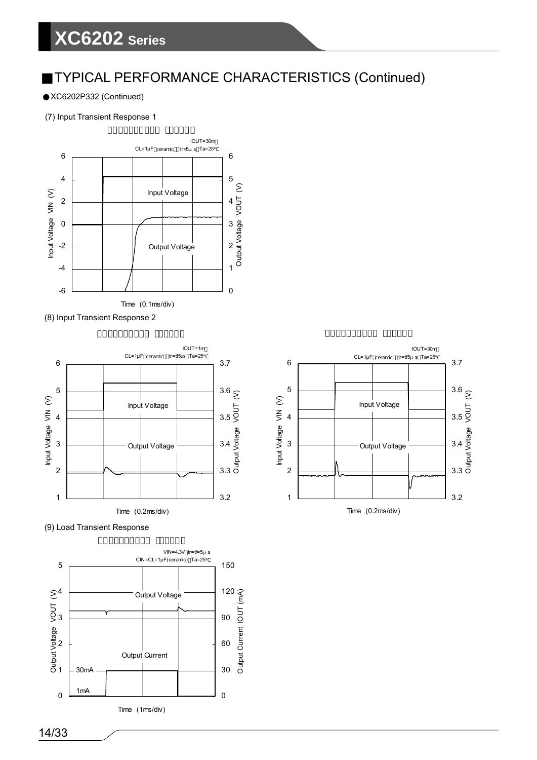## ■TYPICAL PERFORMANCE CHARACTERISTICS (Continued)

● XC6202P332 (Continued)

(7) Input Transient Response 1

IOUT=30mA
CL=1μF(ceramic), tr=5μs, Ta=25℃

Input Voltage VIN (V): -6, -4, -2, 0, 2, 4, 6
Output Voltage VOUT (V): 0, 1, 2, 3, 4, 5, 6

Input Voltage

Output Voltage

Time (0.1ms/div)

(8) Input Transient Response 2

IOUT=1mA
CL=1μF(ceramic), tr=tf5us, Ta=25℃

Input Voltage VIN (V): 1, 2, 3, 4, 5, 6
Output Voltage VOUT (V): 3.2, 3.3, 3.4, 3.5, 3.6, 3.7

Input Voltage

Output Voltage

Time (0.2ms/div)

IOUT=30mA
CL=1μF(ceramic), tr=tf5μs, Ta=25℃

Input Voltage VIN (V): 1, 2, 3, 4, 5, 6
Output Voltage VOUT (V): 3.2, 3.3, 3.4, 3.5, 3.6, 3.7

Input Voltage

Output Voltage

Time (0.2ms/div)

(9) Load Transient Response

VIN=4.3V, tr=tf=5μs
CIN=CL=1μF(ceramic), Ta=25℃

Output Voltage VOUT (V): 0, 1, 2, 3, 4, 5
Output Current IOUT (mA): 0, 30, 60, 90, 120, 150

Output Voltage

Output Current

30mA

1mA

Time (1ms/div)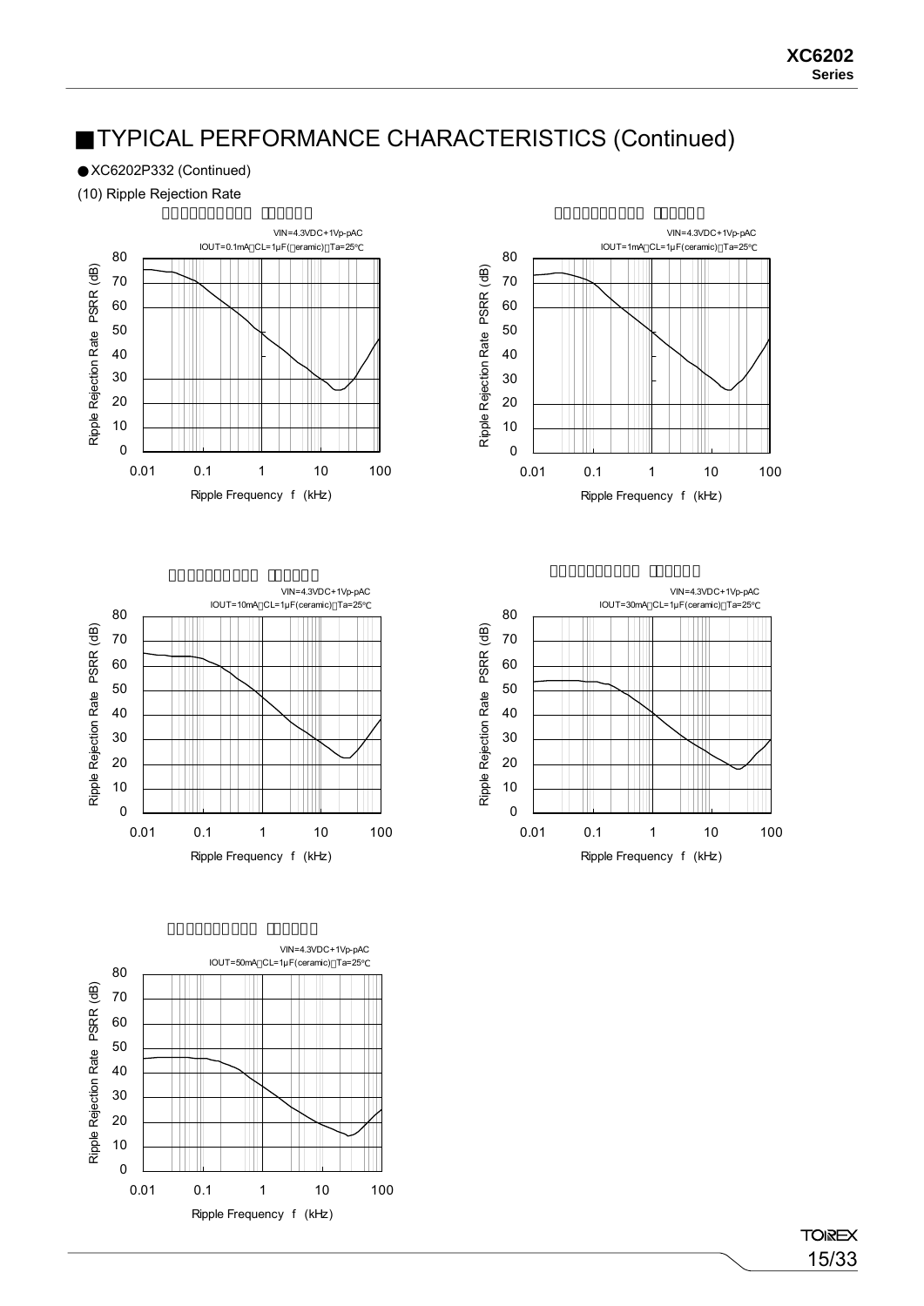## ■TYPICAL PERFORMANCE CHARACTERISTICS (Continued)

● XC6202P332 (Continued)

(10) Ripple Rejection Rate

VIN=4.3VDC+1Vp-pAC
IOUT=0.1mA, CL=1μF(ceramic), Ta=25℃

Ripple Rejection Rate PSRR (dB)

Ripple Frequency f (kHz)

VIN=4.3VDC+1Vp-pAC
IOUT=1mA, CL=1μF(ceramic), Ta=25℃

Ripple Rejection Rate PSRR (dB)

Ripple Frequency f (kHz)

VIN=4.3VDC+1Vp-pAC
IOUT=10mA, CL=1μF(ceramic), Ta=25℃

Ripple Rejection Rate PSRR (dB)

Ripple Frequency f (kHz)

VIN=4.3VDC+1Vp-pAC
IOUT=30mA, CL=1μF(ceramic), Ta=25℃

Ripple Rejection Rate PSRR (dB)

Ripple Frequency f (kHz)

VIN=4.3VDC+1Vp-pAC
IOUT=50mA, CL=1μF(ceramic), Ta=25℃

Ripple Rejection Rate PSRR (dB)

Ripple Frequency f (kHz)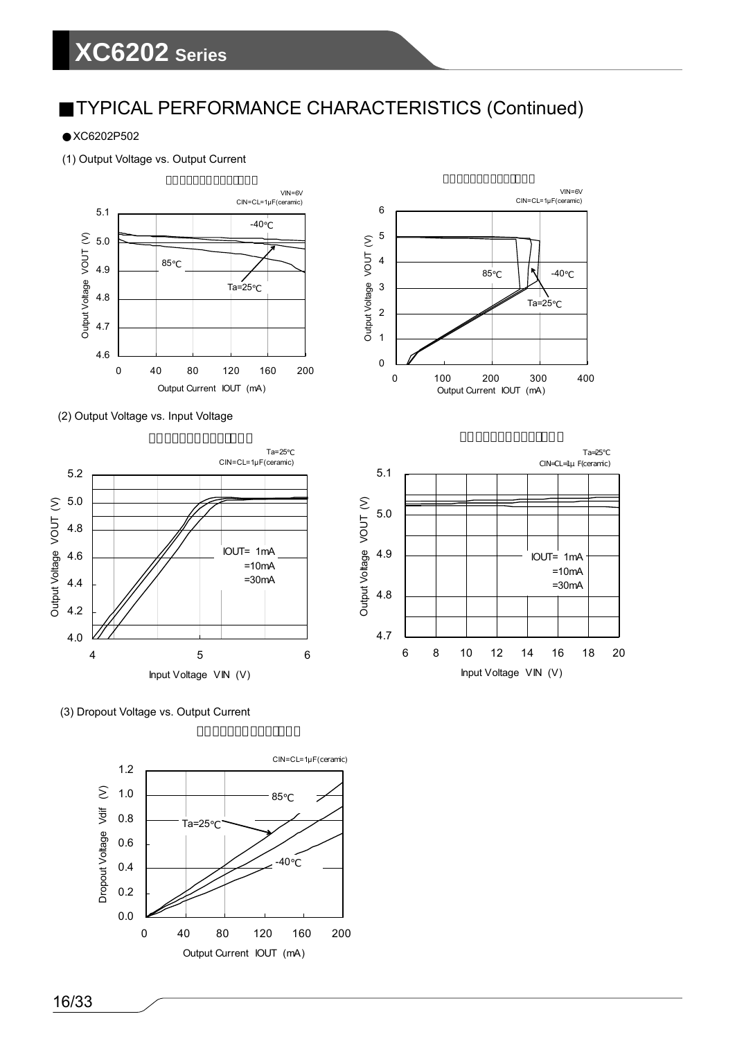## ■TYPICAL PERFORMANCE CHARACTERISTICS (Continued)

● XC6202P502

(1) Output Voltage vs. Output Current

VIN=6V
CIN=CL=1μF(ceramic)

Output Voltage VOUT (V)

Output Current IOUT (mA)

-40℃ 85℃ Ta=25℃

VIN=6V
CIN=CL=1μF(ceramic)

85℃ -40℃ Ta=25℃

(2) Output Voltage vs. Input Voltage

Ta=25℃
CIN=CL=1μF(ceramic)

Output Voltage VOUT (V)

Input Voltage VIN (V)

IOUT= 1mA
=10mA
=30mA

Ta=25℃
CIN=CL=1μF(ceramic)

IOUT= 1mA
=10mA
=30mA

(3) Dropout Voltage vs. Output Current

CIN=CL=1μF(ceramic)

Dropout Voltage Vdif (V)

Output Current IOUT (mA)

85℃ Ta=25℃ -40℃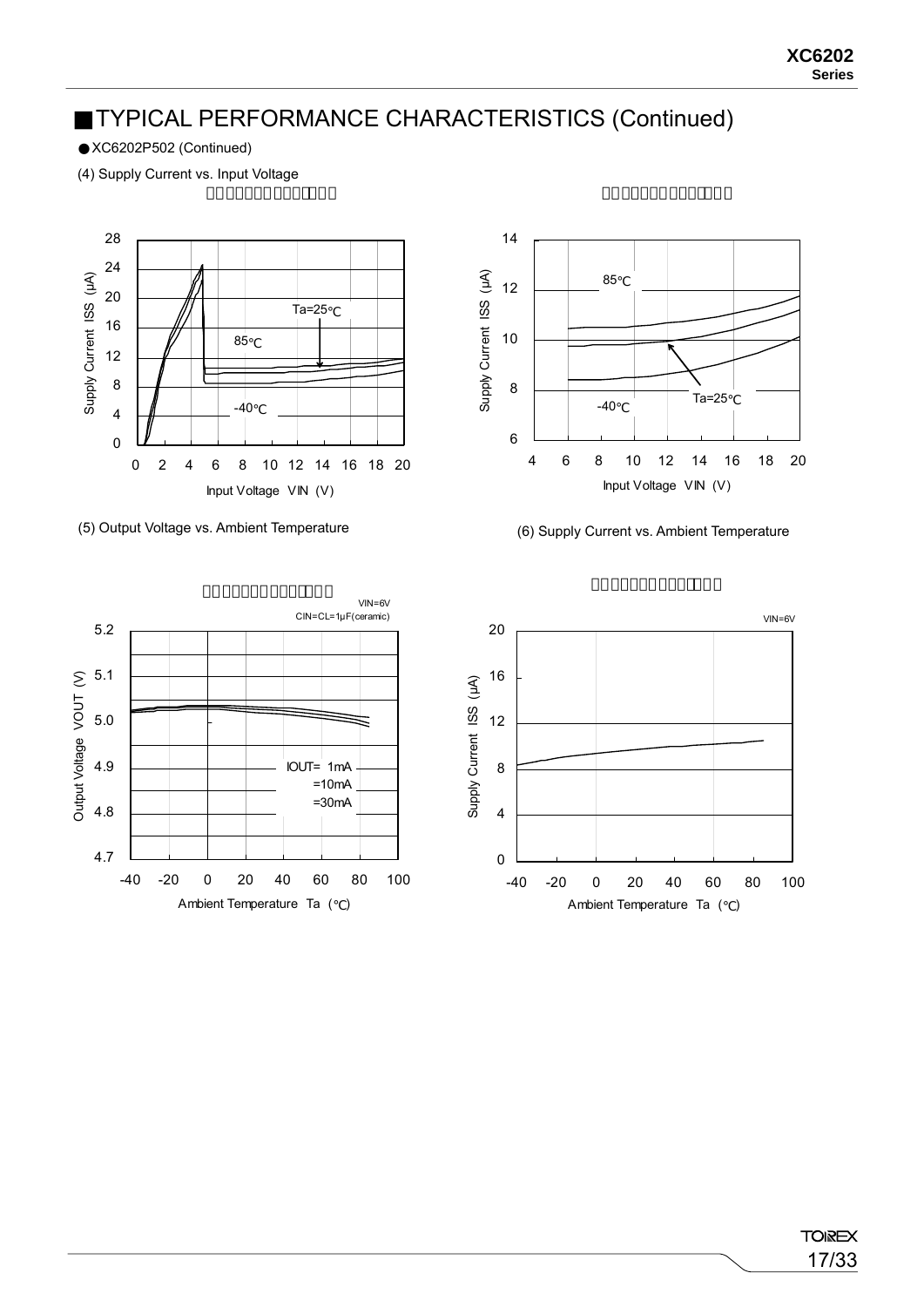## ■TYPICAL PERFORMANCE CHARACTERISTICS (Continued)

● XC6202P502 (Continued)

(4) Supply Current vs. Input Voltage

Supply Current ISS (μA)

Ta=25℃

85℃

-40℃

Input Voltage VIN (V)

(5) Output Voltage vs. Ambient Temperature

VIN=6V

CIN=CL=1μF(ceramic)

Output Voltage VOUT (V)

IOUT= 1mA

=10mA

=30mA

Ambient Temperature Ta (℃)

(6) Supply Current vs. Ambient Temperature

VIN=6V

Supply Current ISS (μA)

Ambient Temperature Ta (℃)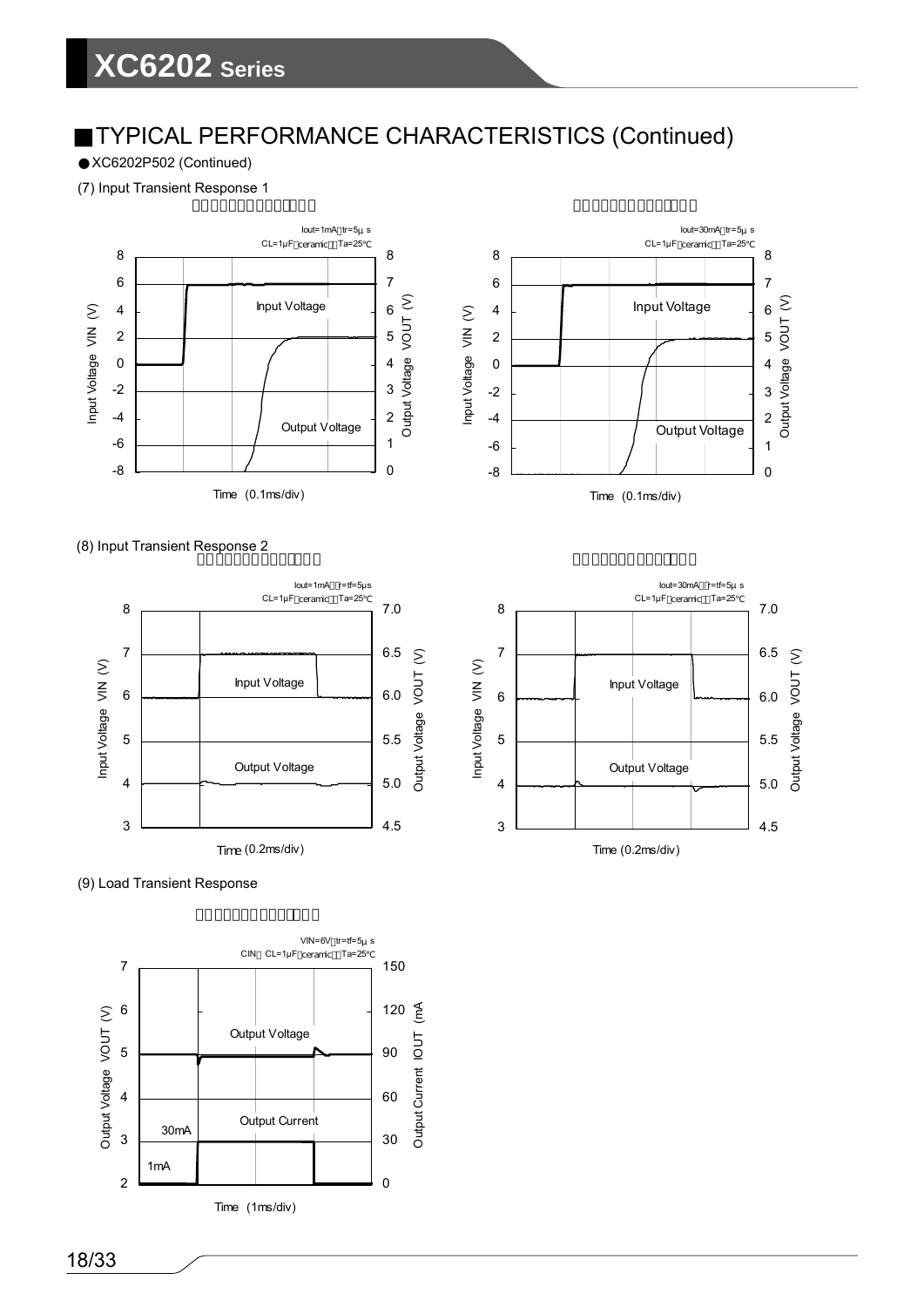## ■TYPICAL PERFORMANCE CHARACTERISTICS (Continued)

● XC6202P502 (Continued)

(7) Input Transient Response 1

Iout=1mA, tr=5μ s
CL=1μF(ceramic), Ta=25℃

Input Voltage
Output Voltage
Input Voltage VIN (V)
Output Voltage VOUT (V)
Time (0.1ms/div)

Iout=30mA, tr=5μ s
CL=1μF(ceramic), Ta=25℃

Input Voltage
Output Voltage
Input Voltage VIN (V)
Output Voltage VOUT (V)
Time (0.1ms/div)

(8) Input Transient Response 2

Iout=1mA, tr=tf=5μs
CL=1μF(ceramic), Ta=25℃

Input Voltage
Output Voltage
Input Voltage VIN (V)
Output Voltage VOUT (V)
Time (0.2ms/div)

Iout=30mA, tr=tf=5μ s
CL=1μF(ceramic), Ta=25℃

Input Voltage
Output Voltage
Input Voltage VIN (V)
Output Voltage VOUT (V)
Time (0.2ms/div)

(9) Load Transient Response

VIN=6V, tr=tf=5μ s
CIN, CL=1μF(ceramic), Ta=25℃

Output Voltage
Output Current
30mA
1mA
Output Voltage VOUT (V)
Output Current IOUT (mA)
Time (1ms/div)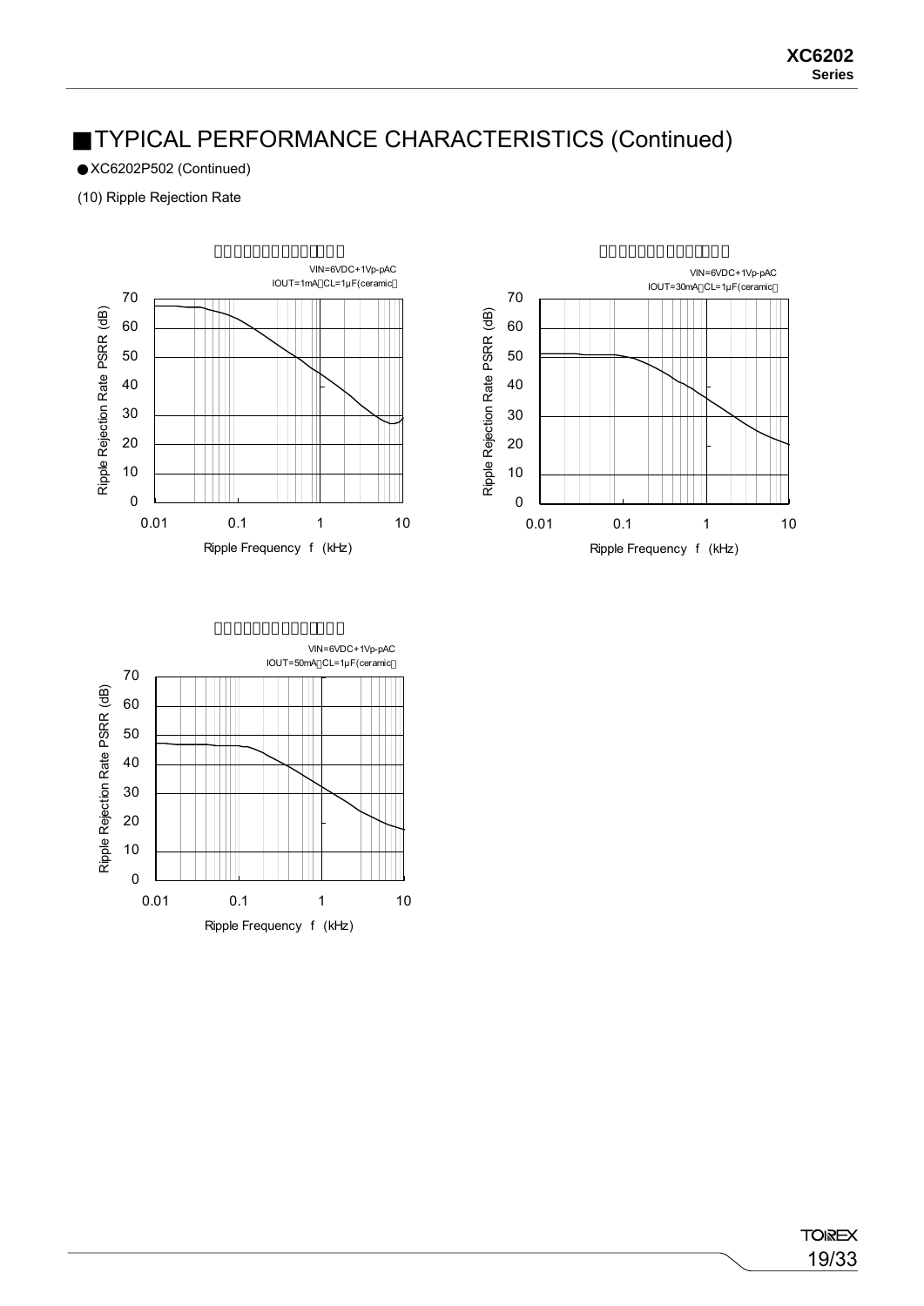## ■TYPICAL PERFORMANCE CHARACTERISTICS (Continued)

● XC6202P502 (Continued)

(10) Ripple Rejection Rate

VIN=6VDC+1Vp-pAC
IOUT=1mA, CL=1μF(ceramic)

Ripple Rejection Rate PSRR (dB)

Ripple Frequency f (kHz)

VIN=6VDC+1Vp-pAC
IOUT=30mA, CL=1μF(ceramic)

Ripple Rejection Rate PSRR (dB)

Ripple Frequency f (kHz)

VIN=6VDC+1Vp-pAC
IOUT=50mA, CL=1μF(ceramic)

Ripple Rejection Rate PSRR (dB)

Ripple Frequency f (kHz)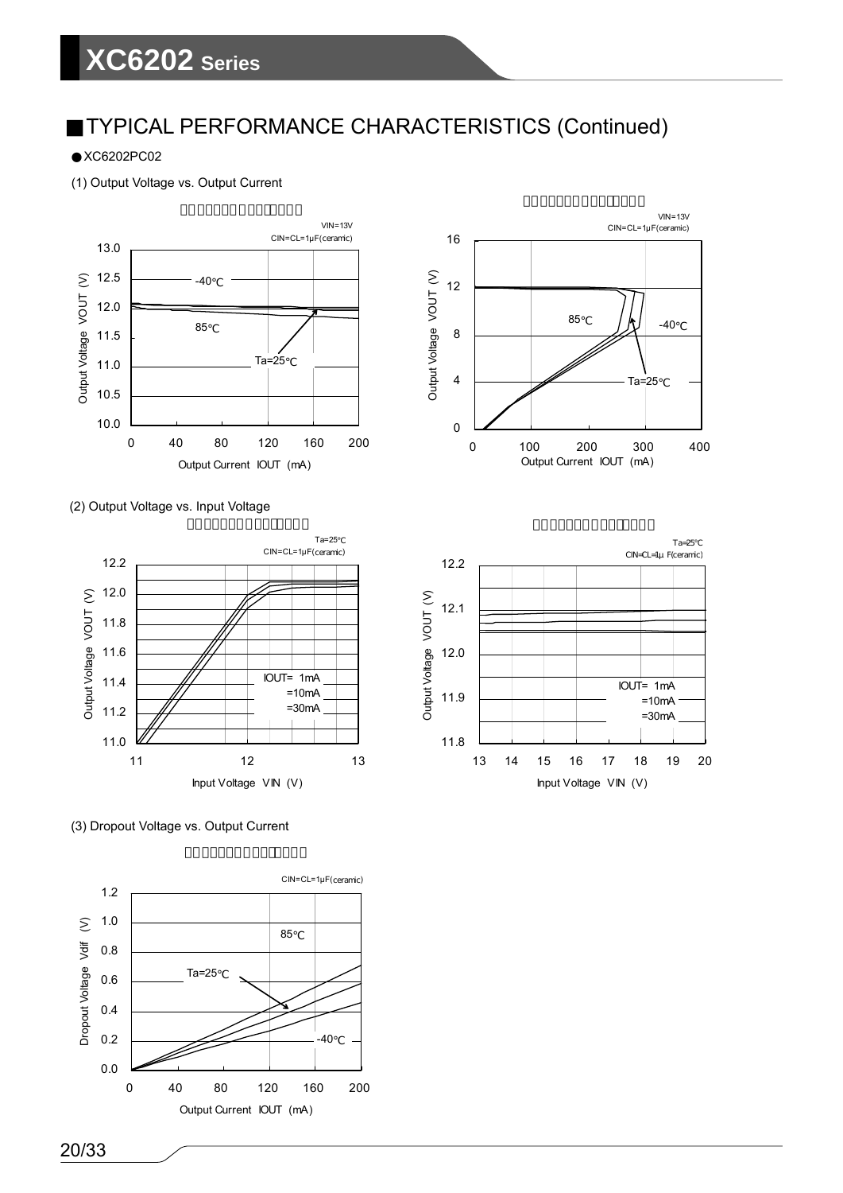## ■TYPICAL PERFORMANCE CHARACTERISTICS (Continued)

● XC6202PC02

(1) Output Voltage vs. Output Current

VIN=13V
CIN=CL=1μF(ceramic)

Output Voltage VOUT (V): 10.0, 10.5, 11.0, 11.5, 12.0, 12.5, 13.0
Output Current IOUT (mA): 0, 40, 80, 120, 160, 200
-40℃, 85℃, Ta=25℃

VIN=13V
CIN=CL=1μF(ceramic)

Output Voltage VOUT (V): 0, 4, 8, 12, 16
Output Current IOUT (mA): 0, 100, 200, 300, 400
85℃, -40℃, Ta=25℃

(2) Output Voltage vs. Input Voltage

Ta=25℃
CIN=CL=1μF(ceramic)

Output Voltage VOUT (V): 11.0, 11.2, 11.4, 11.6, 11.8, 12.0, 12.2
Input Voltage VIN (V): 11, 12, 13
IOUT= 1mA, =10mA, =30mA

Ta=25℃
CIN=CL=1μF(ceramic)

Output Voltage VOUT (V): 11.8, 11.9, 12.0, 12.1, 12.2
Input Voltage VIN (V): 13, 14, 15, 16, 17, 18, 19, 20
IOUT= 1mA, =10mA, =30mA

(3) Dropout Voltage vs. Output Current

CIN=CL=1μF(ceramic)

Dropout Voltage Vdif (V): 0.0, 0.2, 0.4, 0.6, 0.8, 1.0, 1.2
Output Current IOUT (mA): 0, 40, 80, 120, 160, 200
85℃, Ta=25℃, -40℃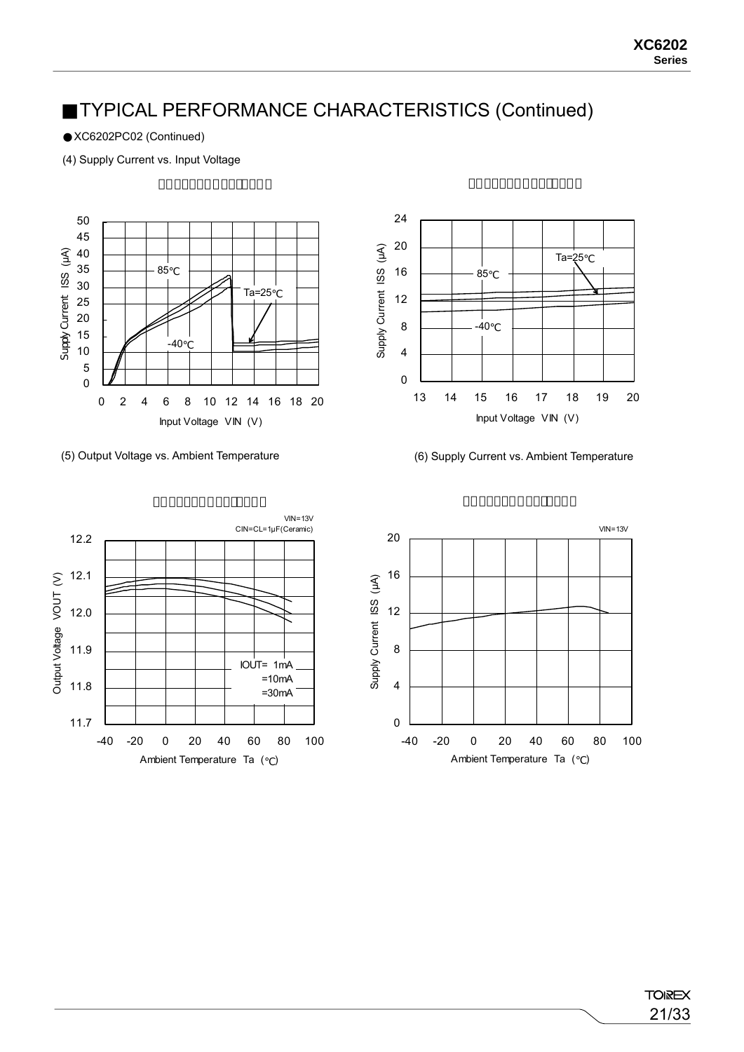# ■TYPICAL PERFORMANCE CHARACTERISTICS (Continued)

● XC6202PC02 (Continued)

(4) Supply Current vs. Input Voltage

(5) Output Voltage vs. Ambient Temperature

VIN=13V
CIN=CL=1μF(Ceramic)

IOUT= 1mA
=10mA
=30mA

(6) Supply Current vs. Ambient Temperature

VIN=13V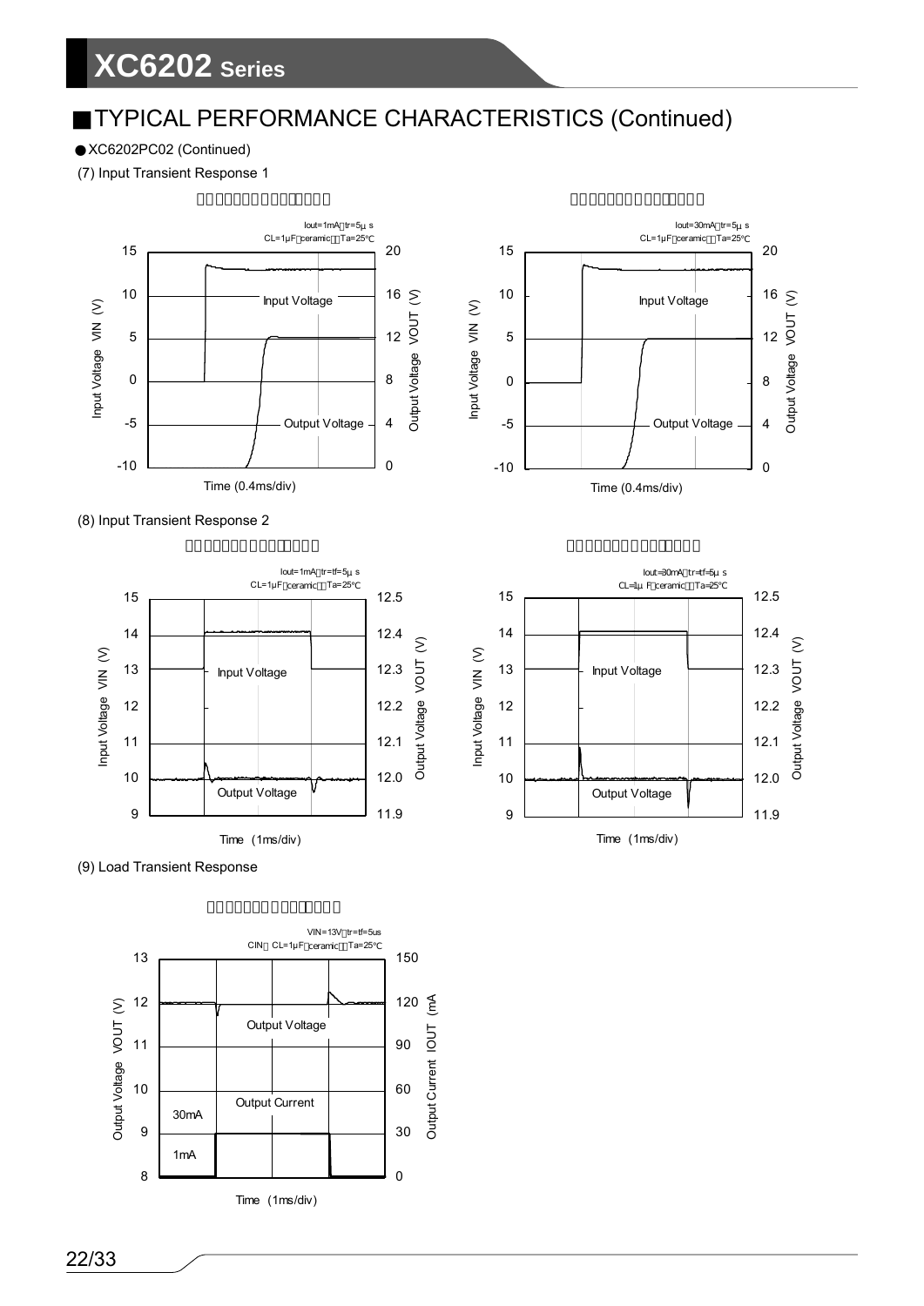## ■TYPICAL PERFORMANCE CHARACTERISTICS (Continued)

● XC6202PC02 (Continued)

(7) Input Transient Response 1

Iout=1mA，tr=5μ s
CL=1μF（ceramic），Ta=25℃

Input Voltage VIN (V) / Output Voltage VOUT (V)

Input Voltage

Output Voltage

Time (0.4ms/div)

Iout=30mA，tr=5μ s
CL=1μF（ceramic），Ta=25℃

Input Voltage

Output Voltage

Time (0.4ms/div)

(8) Input Transient Response 2

Iout=1mA，tr=tf=5μ s
CL=1μF（ceramic），Ta=25℃

Input Voltage

Output Voltage

Time (1ms/div)

Iout=30mA，tr=tf=5μ s
CL=1μ F（ceramic），Ta=25℃

Input Voltage

Output Voltage

Time (1ms/div)

(9) Load Transient Response

VIN=13V，tr=tf=5us
CIN＝CL=1μF（ceramic），Ta=25℃

Output Voltage VOUT (V) / Output Current IOUT (mA)

Output Voltage

Output Current

30mA

1mA

Time (1ms/div)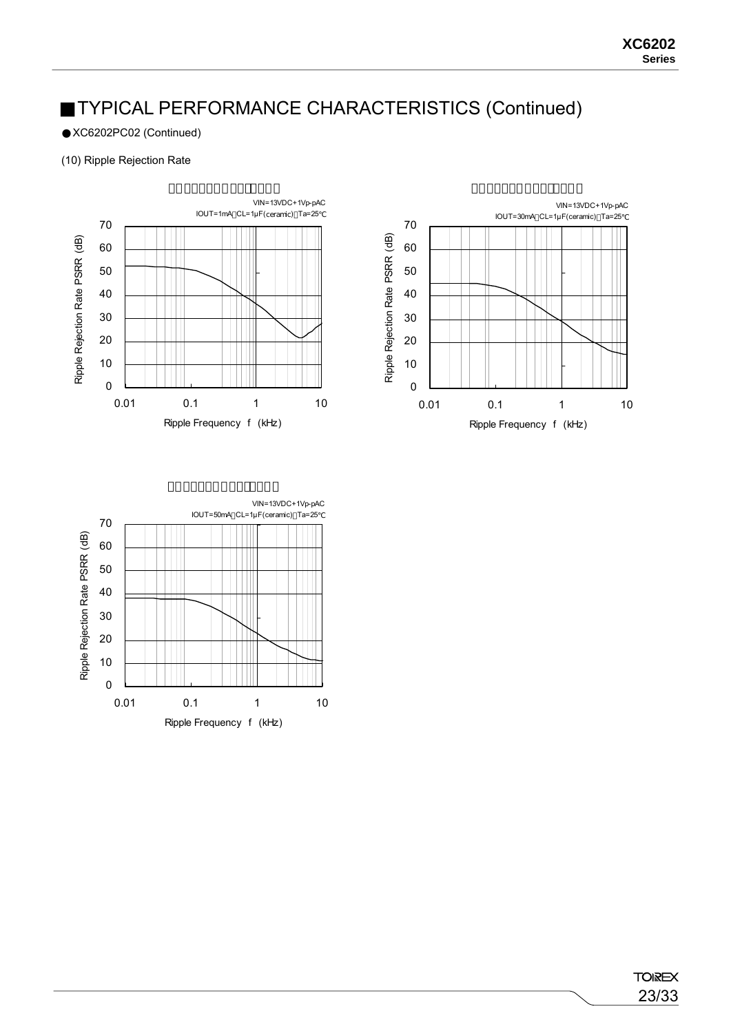## ■TYPICAL PERFORMANCE CHARACTERISTICS (Continued)

● XC6202PC02 (Continued)

(10) Ripple Rejection Rate

VIN=13VDC+1Vp-pAC
IOUT=1mA, CL=1μF(ceramic), Ta=25℃

Ripple Rejection Rate PSRR (dB)

Ripple Frequency f (kHz)

VIN=13VDC+1Vp-pAC
IOUT=30mA, CL=1μF(ceramic), Ta=25℃

Ripple Rejection Rate PSRR (dB)

Ripple Frequency f (kHz)

VIN=13VDC+1Vp-pAC
IOUT=50mA, CL=1μF(ceramic), Ta=25℃

Ripple Rejection Rate PSRR (dB)

Ripple Frequency f (kHz)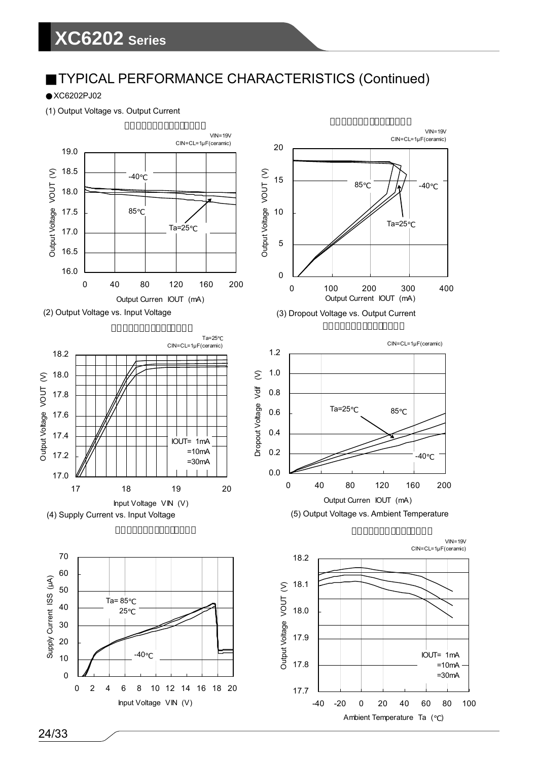## ■TYPICAL PERFORMANCE CHARACTERISTICS (Continued)

● XC6202PJ02

(1) Output Voltage vs. Output Current

VIN=19V
CIN=CL=1μF(ceramic)

-40℃
85℃
Ta=25℃

Output Voltage VOUT (V)

Output Curren IOUT (mA)

VIN=19V
CIN=CL=1μF(ceramic)

85℃
-40℃
Ta=25℃

Output Voltage VOUT (V)

Output Current IOUT (mA)

(2) Output Voltage vs. Input Voltage

Ta=25℃
CIN=CL=1μF(ceramic)

IOUT= 1mA
=10mA
=30mA

Output Voltage VOUT (V)

Input Voltage VIN (V)

(3) Dropout Voltage vs. Output Current

CIN=CL=1μF(ceramic)

Ta=25℃
85℃
-40℃

Dropout Voltage Vdif (V)

Output Curren IOUT (mA)

(4) Supply Current vs. Input Voltage

Ta= 85℃
25℃
-40℃

Supply Current ISS (μA)

Input Voltage VIN (V)

(5) Output Voltage vs. Ambient Temperature

VIN=19V
CIN=CL=1μF(ceramic)

IOUT= 1mA
=10mA
=30mA

Output Voltage VOUT (V)

Ambient Temperature Ta (℃)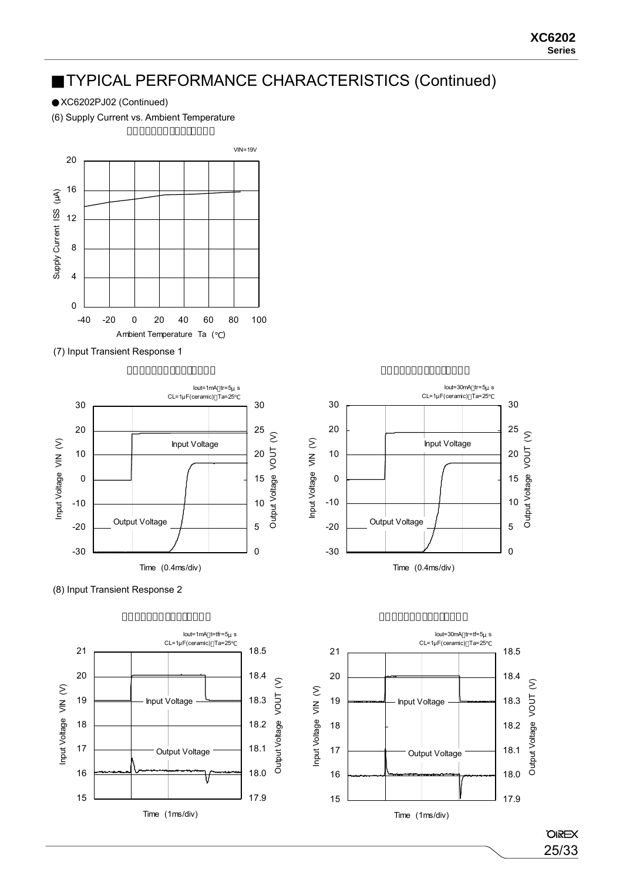## ■TYPICAL PERFORMANCE CHARACTERISTICS (Continued)

● XC6202PJ02 (Continued)

(6) Supply Current vs. Ambient Temperature

VIN=19V

Supply Current ISS (μA)

Ambient Temperature Ta (℃)

(7) Input Transient Response 1

Iout=1mA, tr=5μ s
CL=1μF(ceramic), Ta=25℃

Input Voltage

Output Voltage

Input Voltage VIN (V)

Output Voltage VOUT (V)

Time (0.4ms/div)

Iout=30mA, tr=5μ s
CL=1μF(ceramic), Ta=25℃

Input Voltage

Output Voltage

Input Voltage VIN (V)

Output Voltage VOUT (V)

Time (0.4ms/div)

(8) Input Transient Response 2

Iout=1mA, tr=tf=5μ s
CL=1μF(ceramic), Ta=25℃

Input Voltage

Output Voltage

Input Voltage VIN (V)

Output Voltage VOUT (V)

Time (1ms/div)

Iout=30mA, tr=tf=5μ s
CL=1μF(ceramic), Ta=25℃

Input Voltage

Output Voltage

Input Voltage VIN (V)

Output Voltage VOUT (V)

Time (1ms/div)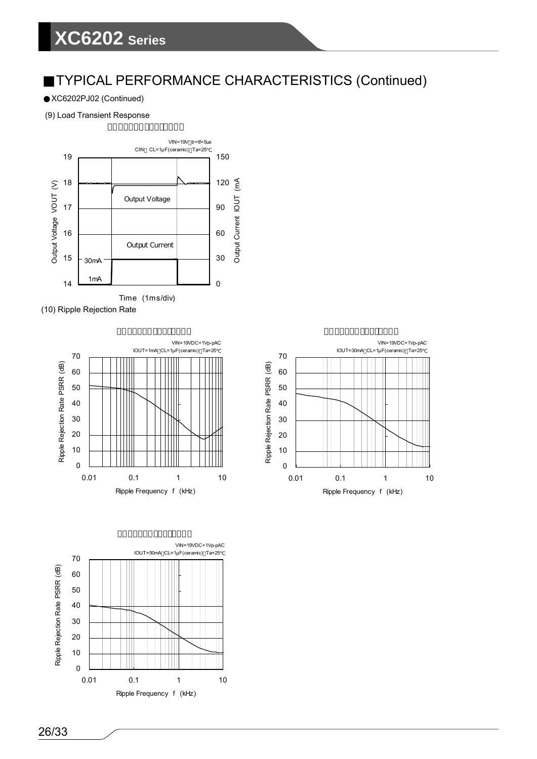## ■TYPICAL PERFORMANCE CHARACTERISTICS (Continued)

● XC6202PJ02 (Continued)

(9) Load Transient Response

VIN=19V, tr=tf=5us
CIN, CL=1μF(ceramic), Ta=25℃

Output Voltage VOUT (V) / Output Current IOUT (mA)

Output Voltage

Output Current

30mA

1mA

Time (1ms/div)

(10) Ripple Rejection Rate

VIN=19VDC+1Vp-pAC
IOUT=1mA, CL=1μF(ceramic), Ta=25℃

Ripple Rejection Rate PSRR (dB)

Ripple Frequency f (kHz)

VIN=19VDC+1Vp-pAC
IOUT=30mA, CL=1μF(ceramic), Ta=25℃

Ripple Rejection Rate PSRR (dB)

Ripple Frequency f (kHz)

VIN=19VDC+1Vp-pAC
IOUT=50mA, CL=1μF(ceramic), Ta=25℃

Ripple Rejection Rate PSRR (dB)

Ripple Frequency f (kHz)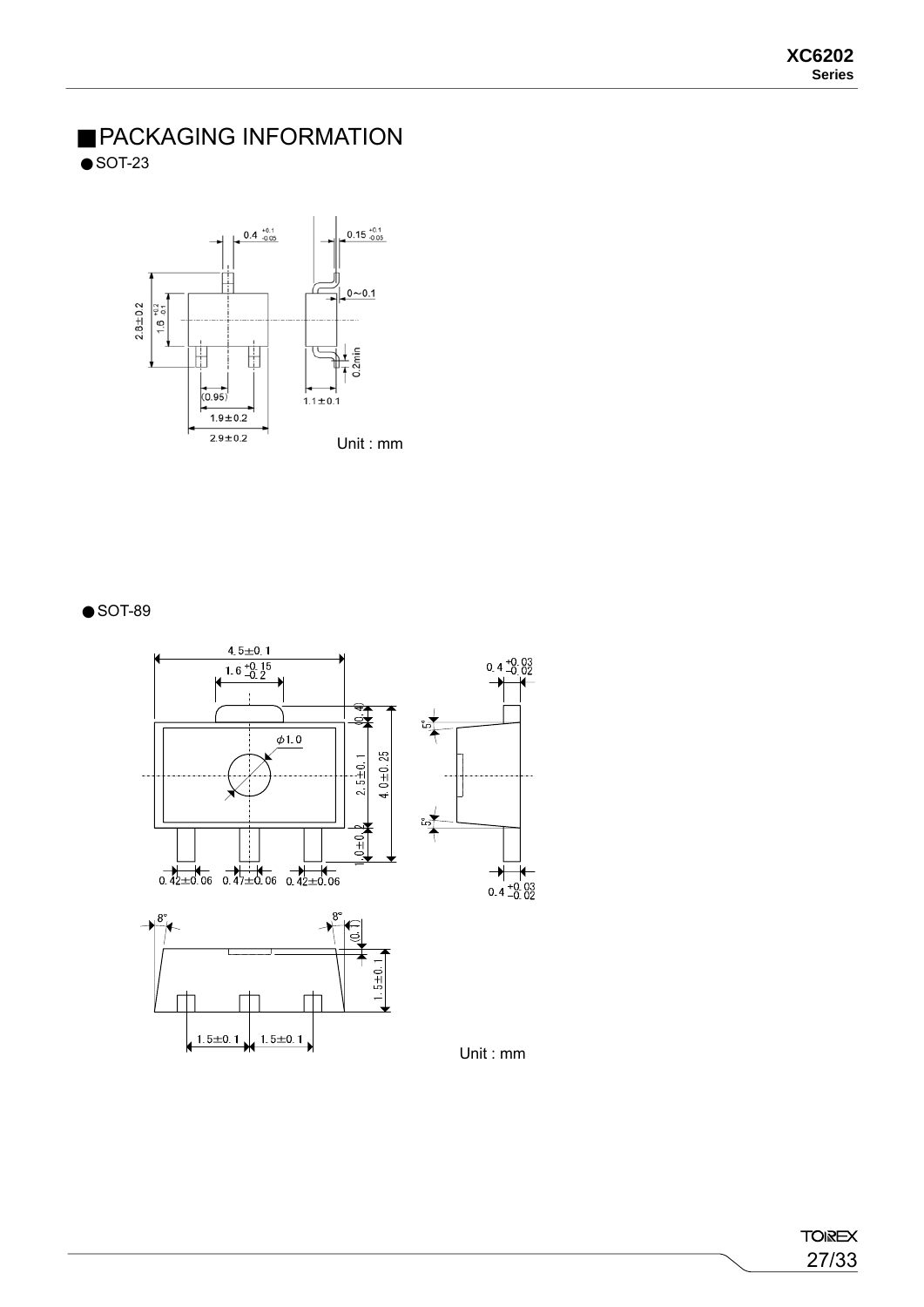## PACKAGING INFORMATION

● SOT-23

Unit : mm

● SOT-89

Unit : mm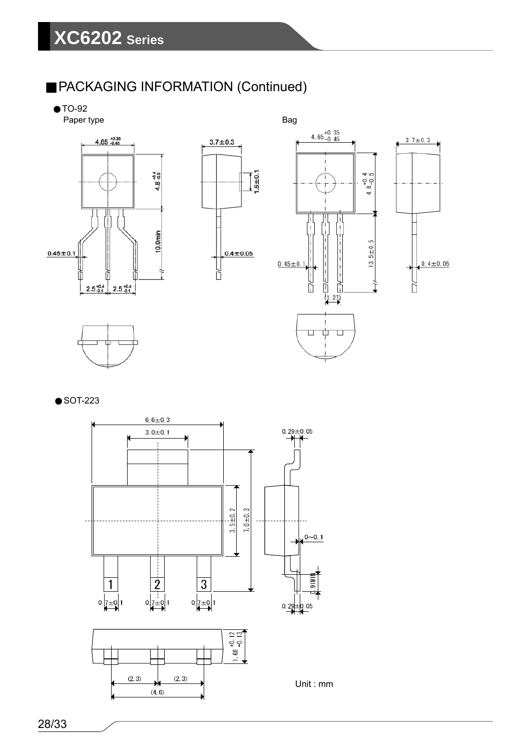## PACKAGING INFORMATION (Continued)

- TO-92

Paper type

$4.65^{+0.35}_{-0.45}$

3.7±0.3

$4.8^{+0.4}_{-0.5}$

1.6±0.1

10.0min

0.45±0.1

0.4±0.05

$2.5^{+0.4}_{-0.1}$ $2.5^{+0.4}_{-0.1}$

Bag

$4.65^{+0.35}_{-0.45}$

3.7±0.3

$4.8^{+0.4}_{-0.5}$

13.5±0.5

0.45±0.1

0.4±0.05

(1.27)

- SOT-223

6.6±0.3

3.0±0.1

0.29±0.05

3.5±0.2

7.0±0.3

0~0.1

0.91MIN

1 2 3

0.7±0.1 0.7±0.1 0.7±0.1

0.29±0.05

$1.68^{+0.12}_{-0.13}$

(2.3) (2.3)

(4.6)

Unit : mm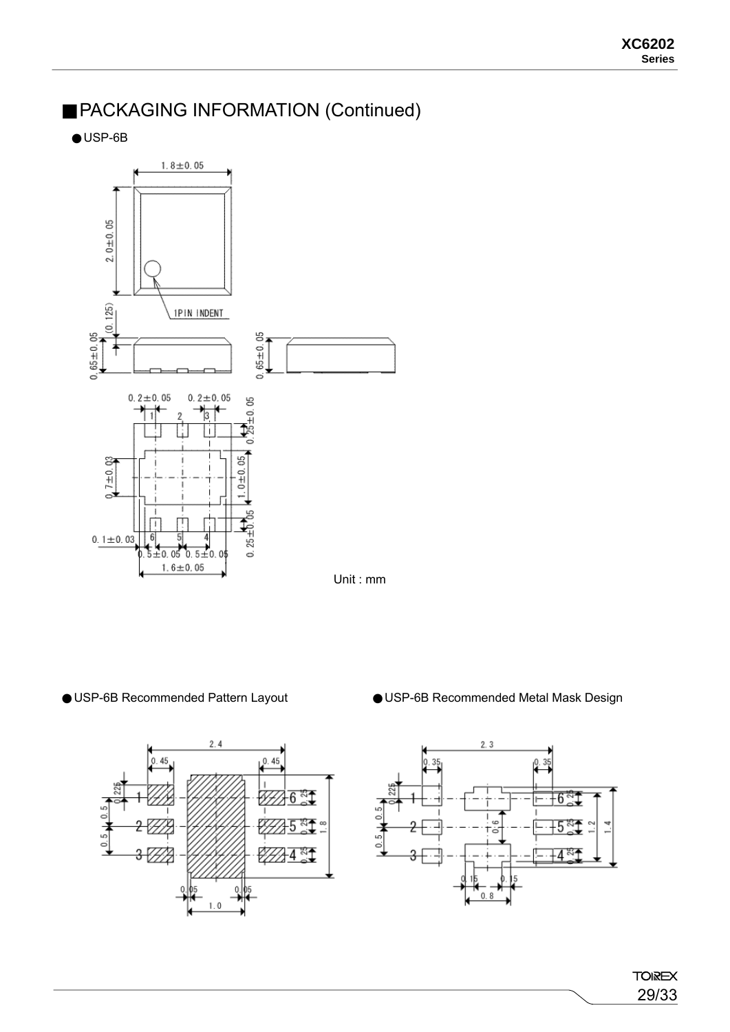## ■PACKAGING INFORMATION (Continued)

●USP-6B

Unit : mm

●USP-6B Recommended Pattern Layout

●USP-6B Recommended Metal Mask Design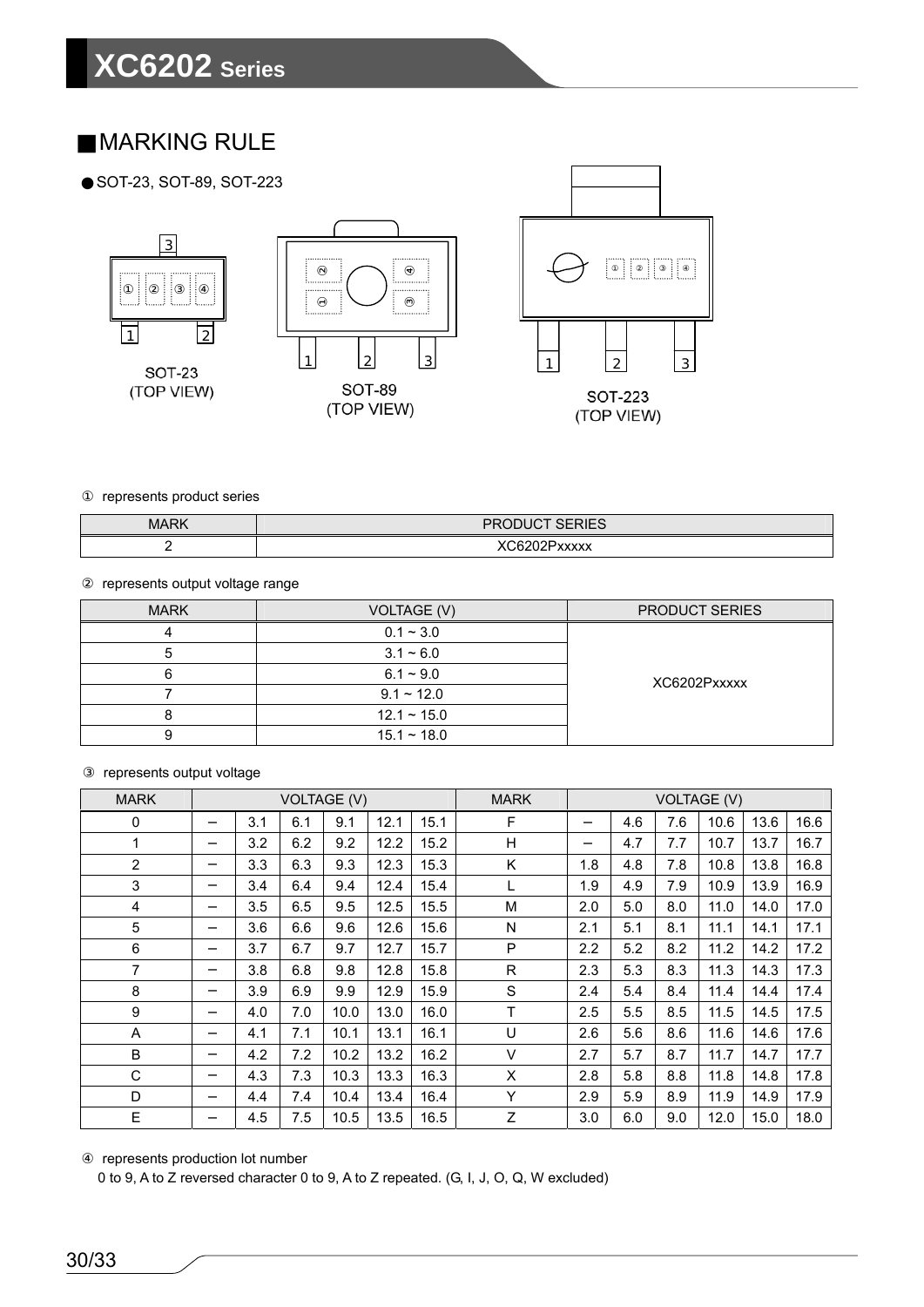## MARKING RULE

● SOT-23, SOT-89, SOT-223

SOT-23
(TOP VIEW)

SOT-89
(TOP VIEW)

SOT-223
(TOP VIEW)

① represents product series

| MARK | PRODUCT SERIES |
|---|---|
| 2 | XC6202Pxxxxx |

② represents output voltage range

| MARK | VOLTAGE (V) | PRODUCT SERIES |
|---|---|---|
| 4 | 0.1 ~ 3.0 | XC6202Pxxxxx |
| 5 | 3.1 ~ 6.0 | |
| 6 | 6.1 ~ 9.0 | |
| 7 | 9.1 ~ 12.0 | |
| 8 | 12.1 ~ 15.0 | |
| 9 | 15.1 ~ 18.0 | |

③ represents output voltage

| MARK | VOLTAGE (V) | | | | | | MARK | VOLTAGE (V) | | | | | |
|---|---|---|---|---|---|---|---|---|---|---|---|---|---|
| 0 | – | 3.1 | 6.1 | 9.1 | 12.1 | 15.1 | F | – | 4.6 | 7.6 | 10.6 | 13.6 | 16.6 |
| 1 | – | 3.2 | 6.2 | 9.2 | 12.2 | 15.2 | H | – | 4.7 | 7.7 | 10.7 | 13.7 | 16.7 |
| 2 | – | 3.3 | 6.3 | 9.3 | 12.3 | 15.3 | K | 1.8 | 4.8 | 7.8 | 10.8 | 13.8 | 16.8 |
| 3 | – | 3.4 | 6.4 | 9.4 | 12.4 | 15.4 | L | 1.9 | 4.9 | 7.9 | 10.9 | 13.9 | 16.9 |
| 4 | – | 3.5 | 6.5 | 9.5 | 12.5 | 15.5 | M | 2.0 | 5.0 | 8.0 | 11.0 | 14.0 | 17.0 |
| 5 | – | 3.6 | 6.6 | 9.6 | 12.6 | 15.6 | N | 2.1 | 5.1 | 8.1 | 11.1 | 14.1 | 17.1 |
| 6 | – | 3.7 | 6.7 | 9.7 | 12.7 | 15.7 | P | 2.2 | 5.2 | 8.2 | 11.2 | 14.2 | 17.2 |
| 7 | – | 3.8 | 6.8 | 9.8 | 12.8 | 15.8 | R | 2.3 | 5.3 | 8.3 | 11.3 | 14.3 | 17.3 |
| 8 | – | 3.9 | 6.9 | 9.9 | 12.9 | 15.9 | S | 2.4 | 5.4 | 8.4 | 11.4 | 14.4 | 17.4 |
| 9 | – | 4.0 | 7.0 | 10.0 | 13.0 | 16.0 | T | 2.5 | 5.5 | 8.5 | 11.5 | 14.5 | 17.5 |
| A | – | 4.1 | 7.1 | 10.1 | 13.1 | 16.1 | U | 2.6 | 5.6 | 8.6 | 11.6 | 14.6 | 17.6 |
| B | – | 4.2 | 7.2 | 10.2 | 13.2 | 16.2 | V | 2.7 | 5.7 | 8.7 | 11.7 | 14.7 | 17.7 |
| C | – | 4.3 | 7.3 | 10.3 | 13.3 | 16.3 | X | 2.8 | 5.8 | 8.8 | 11.8 | 14.8 | 17.8 |
| D | – | 4.4 | 7.4 | 10.4 | 13.4 | 16.4 | Y | 2.9 | 5.9 | 8.9 | 11.9 | 14.9 | 17.9 |
| E | – | 4.5 | 7.5 | 10.5 | 13.5 | 16.5 | Z | 3.0 | 6.0 | 9.0 | 12.0 | 15.0 | 18.0 |

④ represents production lot number
0 to 9, A to Z reversed character 0 to 9, A to Z repeated. (G, I, J, O, Q, W excluded)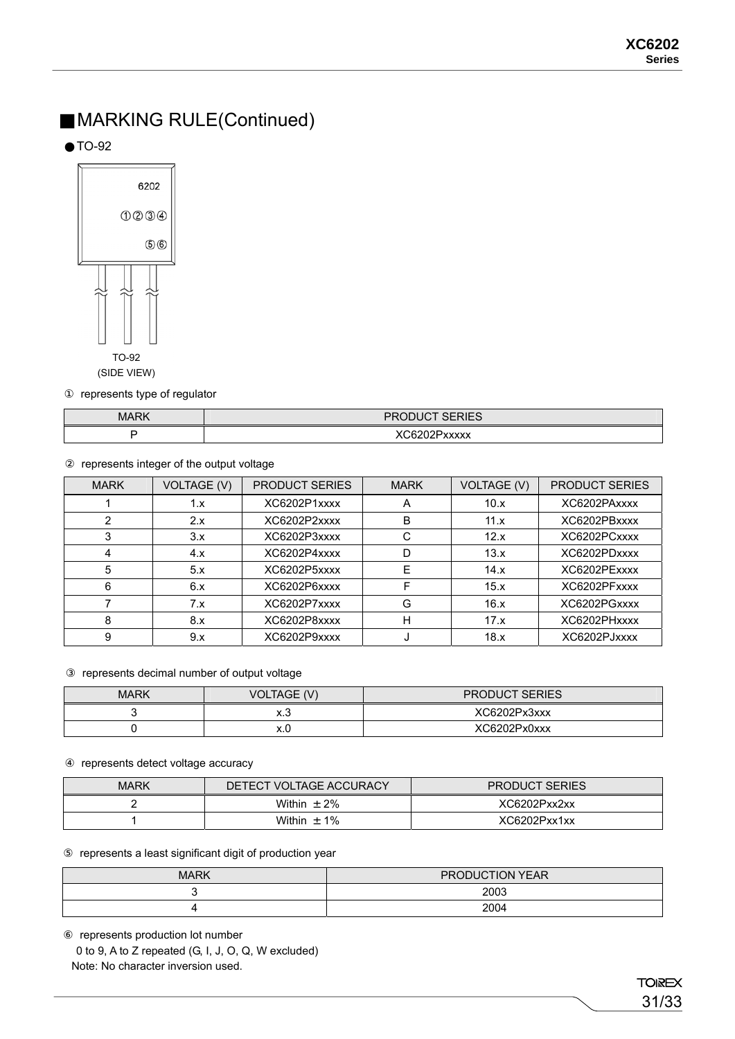## ■MARKING RULE(Continued)

● TO-92

6202

①②③④

⑤⑥

TO-92
(SIDE VIEW)

① represents type of regulator

| MARK | PRODUCT SERIES |
|---|---|
| P | XC6202Pxxxxx |

② represents integer of the output voltage

| MARK | VOLTAGE (V) | PRODUCT SERIES | MARK | VOLTAGE (V) | PRODUCT SERIES |
|---|---|---|---|---|---|
| 1 | 1.x | XC6202P1xxxx | A | 10.x | XC6202PAxxxx |
| 2 | 2.x | XC6202P2xxxx | B | 11.x | XC6202PBxxxx |
| 3 | 3.x | XC6202P3xxxx | C | 12.x | XC6202PCxxxx |
| 4 | 4.x | XC6202P4xxxx | D | 13.x | XC6202PDxxxx |
| 5 | 5.x | XC6202P5xxxx | E | 14.x | XC6202PExxxx |
| 6 | 6.x | XC6202P6xxxx | F | 15.x | XC6202PFxxxx |
| 7 | 7.x | XC6202P7xxxx | G | 16.x | XC6202PGxxxx |
| 8 | 8.x | XC6202P8xxxx | H | 17.x | XC6202PHxxxx |
| 9 | 9.x | XC6202P9xxxx | J | 18.x | XC6202PJxxxx |

③ represents decimal number of output voltage

| MARK | VOLTAGE (V) | PRODUCT SERIES |
|---|---|---|
| 3 | x.3 | XC6202Px3xxx |
| 0 | x.0 | XC6202Px0xxx |

④ represents detect voltage accuracy

| MARK | DETECT VOLTAGE ACCURACY | PRODUCT SERIES |
|---|---|---|
| 2 | Within ±2% | XC6202Pxx2xx |
| 1 | Within ±1% | XC6202Pxx1xx |

⑤ represents a least significant digit of production year

| MARK | PRODUCTION YEAR |
|---|---|
| 3 | 2003 |
| 4 | 2004 |

⑥ represents production lot number

0 to 9, A to Z repeated (G, I, J, O, Q, W excluded)

Note: No character inversion used.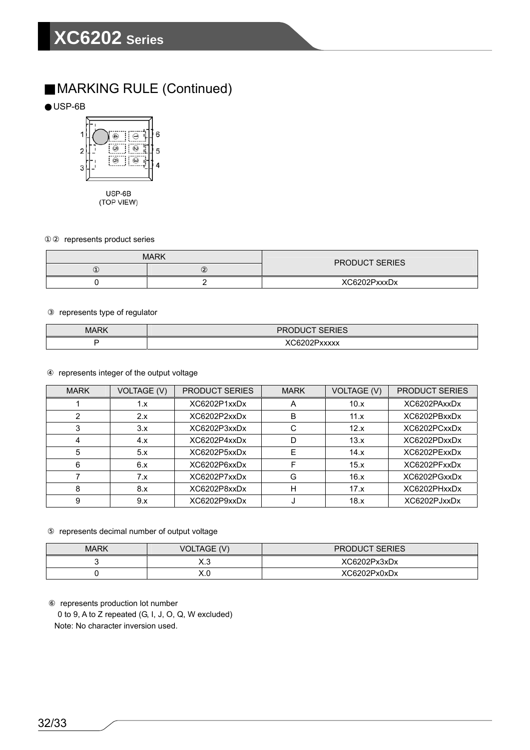## ■MARKING RULE (Continued)

● USP-6B

USP-6B
(TOP VIEW)

①② represents product series

| MARK | | PRODUCT SERIES |
|---|---|---|
| ① | ② | |
| 0 | 2 | XC6202PxxxDx |

③ represents type of regulator

| MARK | PRODUCT SERIES |
|---|---|
| P | XC6202Pxxxxx |

④ represents integer of the output voltage

| MARK | VOLTAGE (V) | PRODUCT SERIES | MARK | VOLTAGE (V) | PRODUCT SERIES |
|---|---|---|---|---|---|
| 1 | 1.x | XC6202P1xxDx | A | 10.x | XC6202PAxxDx |
| 2 | 2.x | XC6202P2xxDx | B | 11.x | XC6202PBxxDx |
| 3 | 3.x | XC6202P3xxDx | C | 12.x | XC6202PCxxDx |
| 4 | 4.x | XC6202P4xxDx | D | 13.x | XC6202PDxxDx |
| 5 | 5.x | XC6202P5xxDx | E | 14.x | XC6202PExxDx |
| 6 | 6.x | XC6202P6xxDx | F | 15.x | XC6202PFxxDx |
| 7 | 7.x | XC6202P7xxDx | G | 16.x | XC6202PGxxDx |
| 8 | 8.x | XC6202P8xxDx | H | 17.x | XC6202PHxxDx |
| 9 | 9.x | XC6202P9xxDx | J | 18.x | XC6202PJxxDx |

⑤ represents decimal number of output voltage

| MARK | VOLTAGE (V) | PRODUCT SERIES |
|---|---|---|
| 3 | X.3 | XC6202Px3xDx |
| 0 | X.0 | XC6202Px0xDx |

⑥ represents production lot number
0 to 9, A to Z repeated (G, I, J, O, Q, W excluded)
Note: No character inversion used.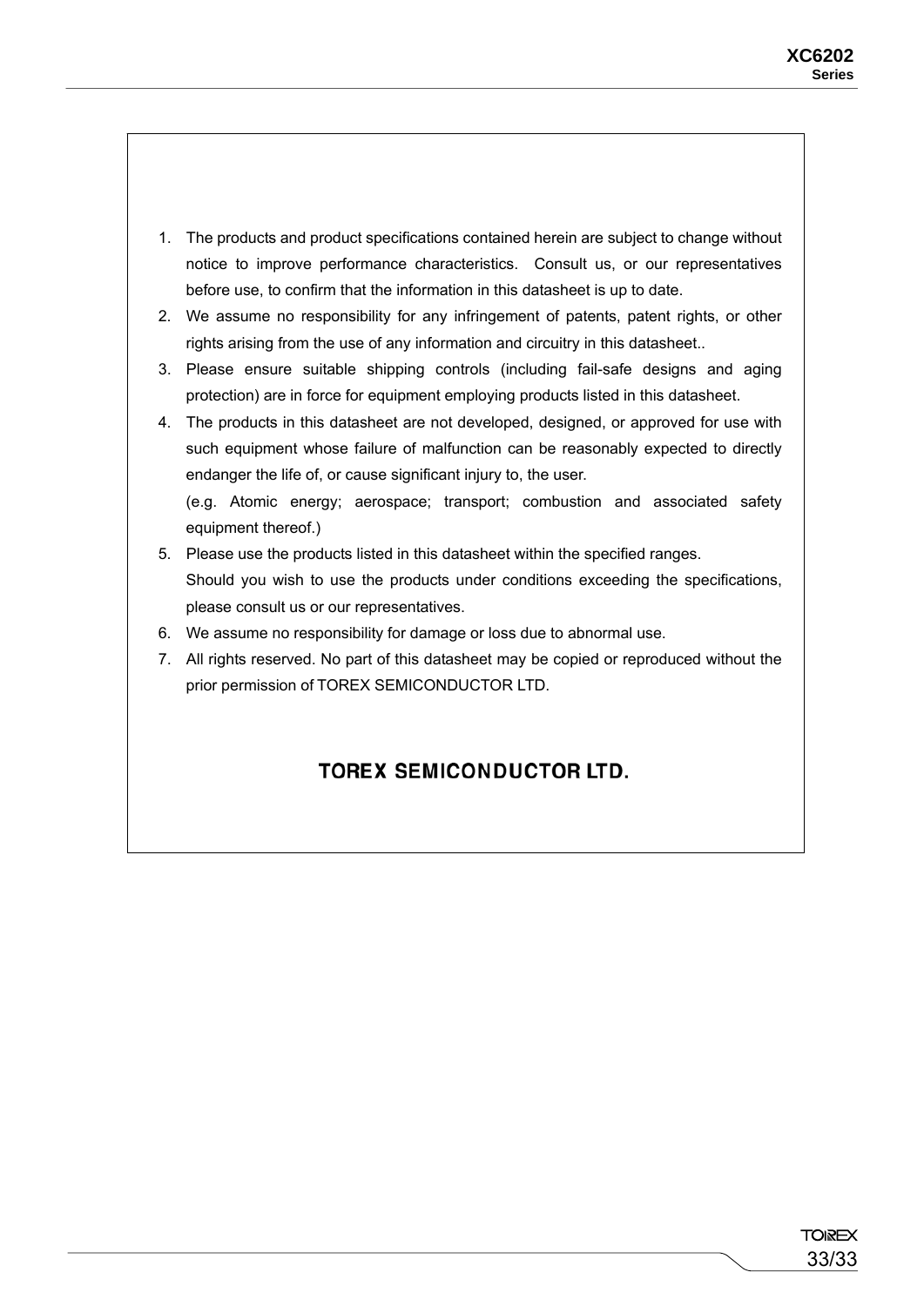1. The products and product specifications contained herein are subject to change without notice to improve performance characteristics. Consult us, or our representatives before use, to confirm that the information in this datasheet is up to date.
2. We assume no responsibility for any infringement of patents, patent rights, or other rights arising from the use of any information and circuitry in this datasheet..
3. Please ensure suitable shipping controls (including fail-safe designs and aging protection) are in force for equipment employing products listed in this datasheet.
4. The products in this datasheet are not developed, designed, or approved for use with such equipment whose failure of malfunction can be reasonably expected to directly endanger the life of, or cause significant injury to, the user.
   (e.g. Atomic energy; aerospace; transport; combustion and associated safety equipment thereof.)
5. Please use the products listed in this datasheet within the specified ranges.
   Should you wish to use the products under conditions exceeding the specifications, please consult us or our representatives.
6. We assume no responsibility for damage or loss due to abnormal use.
7. All rights reserved. No part of this datasheet may be copied or reproduced without the prior permission of TOREX SEMICONDUCTOR LTD.

**TOREX SEMICONDUCTOR LTD.**